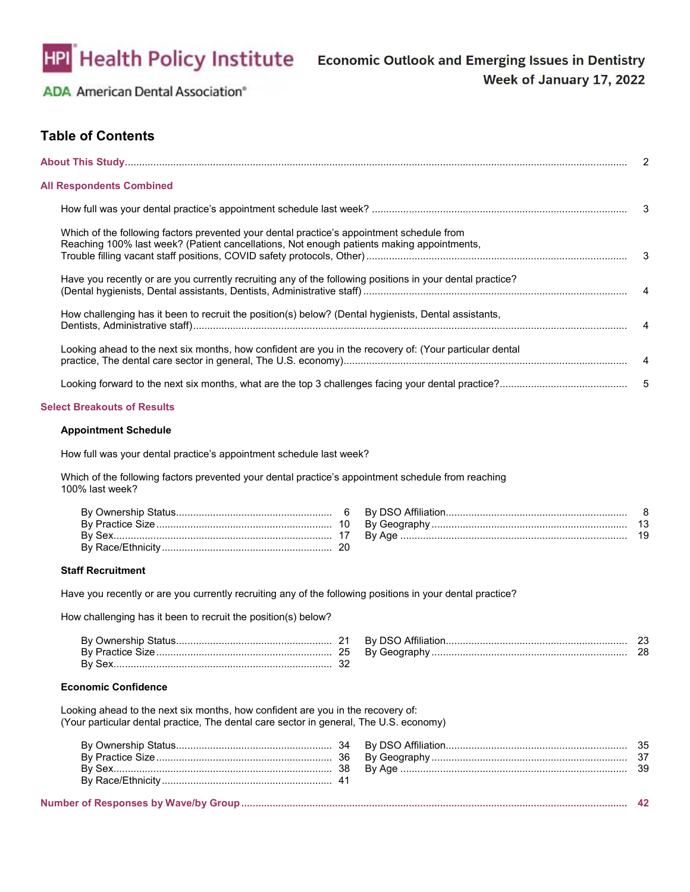HPI Health Policy Institute

ADA American Dental Association®

**Economic Outlook and Emerging Issues in Dentistry**
**Week of January 17, 2022**

## Table of Contents

**About This Study** ........ 2

**All Respondents Combined**

- How full was your dental practice's appointment schedule last week? ........ 3
- Which of the following factors prevented your dental practice's appointment schedule from Reaching 100% last week? (Patient cancellations, Not enough patients making appointments, Trouble filling vacant staff positions, COVID safety protocols, Other) ........ 3
- Have you recently or are you currently recruiting any of the following positions in your dental practice? (Dental hygienists, Dental assistants, Dentists, Administrative staff) ........ 4
- How challenging has it been to recruit the position(s) below? (Dental hygienists, Dental assistants, Dentists, Administrative staff) ........ 4
- Looking ahead to the next six months, how confident are you in the recovery of: (Your particular dental practice, The dental care sector in general, The U.S. economy) ........ 4
- Looking forward to the next six months, what are the top 3 challenges facing your dental practice? ........ 5

**Select Breakouts of Results**

**Appointment Schedule**

How full was your dental practice's appointment schedule last week?

Which of the following factors prevented your dental practice's appointment schedule from reaching 100% last week?

- By Ownership Status ........ 6
- By Practice Size ........ 10
- By Sex ........ 17
- By Race/Ethnicity ........ 20
- By DSO Affiliation ........ 8
- By Geography ........ 13
- By Age ........ 19

**Staff Recruitment**

Have you recently or are you currently recruiting any of the following positions in your dental practice?

How challenging has it been to recruit the position(s) below?

- By Ownership Status ........ 21
- By Practice Size ........ 25
- By Sex ........ 32
- By DSO Affiliation ........ 23
- By Geography ........ 28

**Economic Confidence**

Looking ahead to the next six months, how confident are you in the recovery of:
(Your particular dental practice, The dental care sector in general, The U.S. economy)

- By Ownership Status ........ 34
- By Practice Size ........ 36
- By Sex ........ 38
- By Race/Ethnicity ........ 41
- By DSO Affiliation ........ 35
- By Geography ........ 37
- By Age ........ 39

**Number of Responses by Wave/by Group** ........ **42**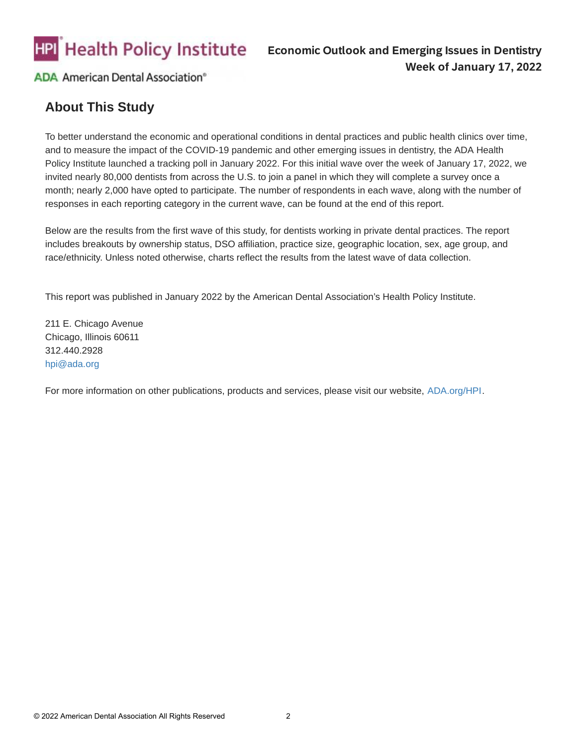## About This Study

To better understand the economic and operational conditions in dental practices and public health clinics over time, and to measure the impact of the COVID-19 pandemic and other emerging issues in dentistry, the ADA Health Policy Institute launched a tracking poll in January 2022. For this initial wave over the week of January 17, 2022, we invited nearly 80,000 dentists from across the U.S. to join a panel in which they will complete a survey once a month; nearly 2,000 have opted to participate. The number of respondents in each wave, along with the number of responses in each reporting category in the current wave, can be found at the end of this report.

Below are the results from the first wave of this study, for dentists working in private dental practices. The report includes breakouts by ownership status, DSO affiliation, practice size, geographic location, sex, age group, and race/ethnicity. Unless noted otherwise, charts reflect the results from the latest wave of data collection.

This report was published in January 2022 by the American Dental Association's Health Policy Institute.

211 E. Chicago Avenue
Chicago, Illinois 60611
312.440.2928
hpi@ada.org

For more information on other publications, products and services, please visit our website, ADA.org/HPI.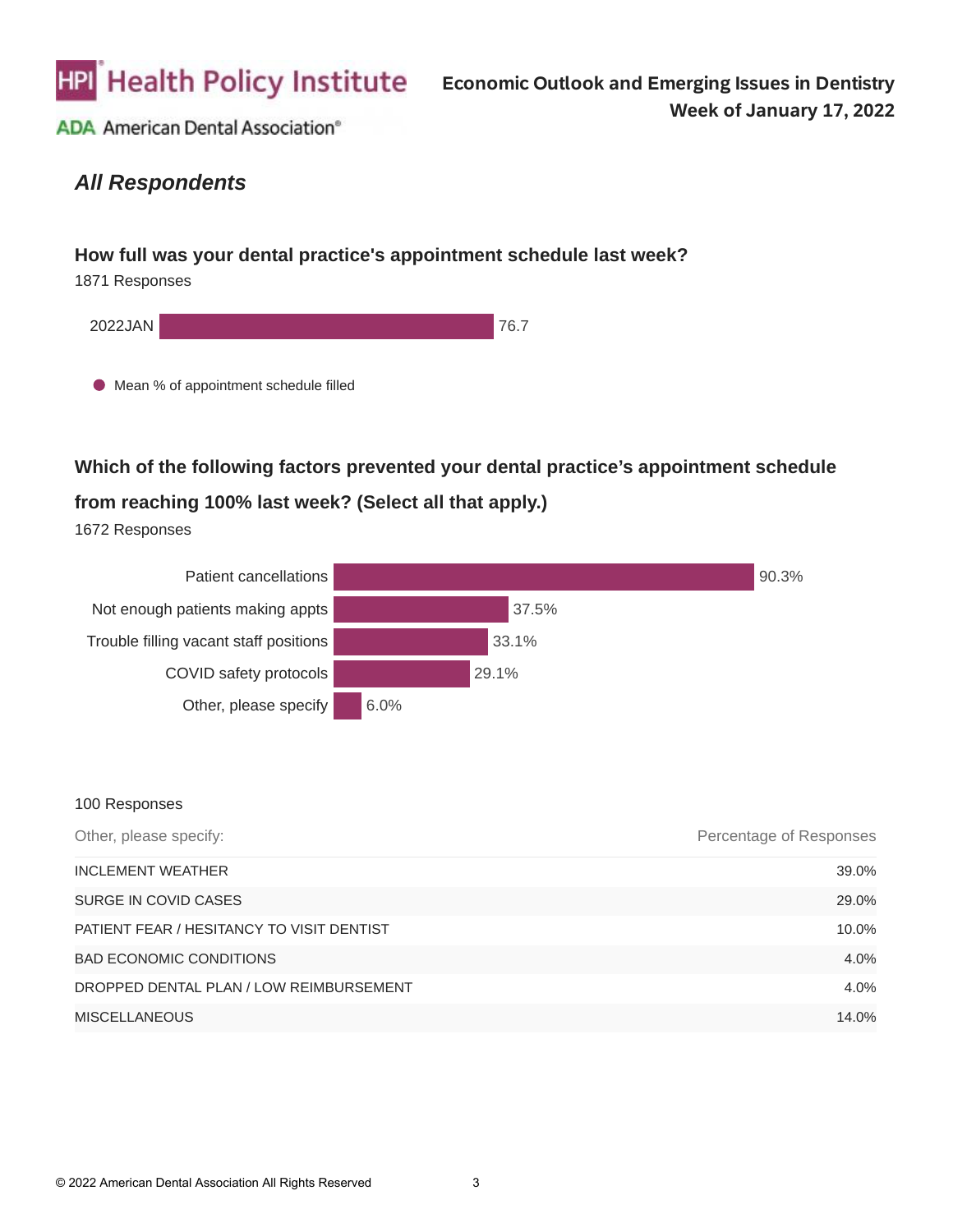## All Respondents

### How full was your dental practice's appointment schedule last week?

1871 Responses

| | Mean % of appointment schedule filled |
|---|---|
| 2022JAN | 76.7 |

### Which of the following factors prevented your dental practice's appointment schedule from reaching 100% last week? (Select all that apply.)

1672 Responses

| Factor | Percentage |
|---|---|
| Patient cancellations | 90.3% |
| Not enough patients making appts | 37.5% |
| Trouble filling vacant staff positions | 33.1% |
| COVID safety protocols | 29.1% |
| Other, please specify | 6.0% |

100 Responses

| Other, please specify: | Percentage of Responses |
|---|---|
| INCLEMENT WEATHER | 39.0% |
| SURGE IN COVID CASES | 29.0% |
| PATIENT FEAR / HESITANCY TO VISIT DENTIST | 10.0% |
| BAD ECONOMIC CONDITIONS | 4.0% |
| DROPPED DENTAL PLAN / LOW REIMBURSEMENT | 4.0% |
| MISCELLANEOUS | 14.0% |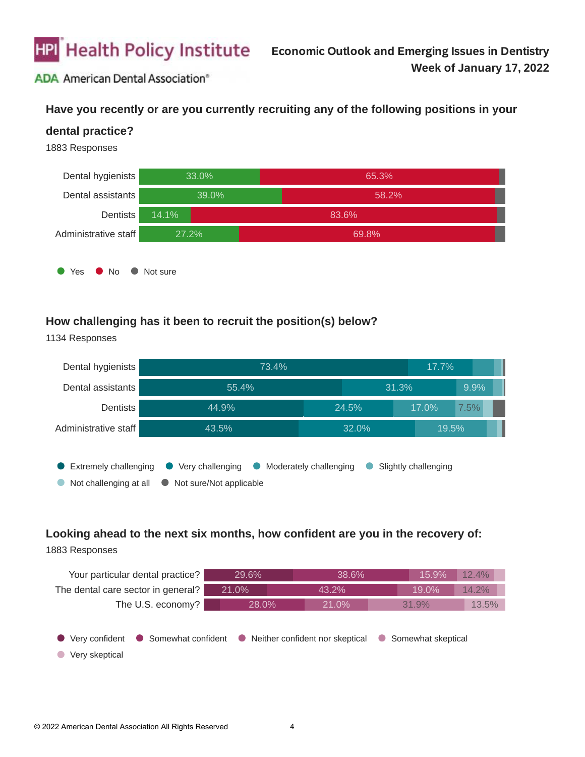## Have you recently or are you currently recruiting any of the following positions in your dental practice?

1883 Responses

| | Yes | No | Not sure |
|---|---|---|---|
| Dental hygienists | 33.0% | 65.3% | |
| Dental assistants | 39.0% | 58.2% | |
| Dentists | 14.1% | 83.6% | |
| Administrative staff | 27.2% | 69.8% | |

## How challenging has it been to recruit the position(s) below?

1134 Responses

| | Extremely challenging | Very challenging | Moderately challenging | Slightly challenging | Not challenging at all | Not sure/Not applicable |
|---|---|---|---|---|---|---|
| Dental hygienists | 73.4% | 17.7% | | | | |
| Dental assistants | 55.4% | 31.3% | 9.9% | | | |
| Dentists | 44.9% | 24.5% | 17.0% | 7.5% | | |
| Administrative staff | 43.5% | 32.0% | 19.5% | | | |

## Looking ahead to the next six months, how confident are you in the recovery of:

1883 Responses

| | Very confident | Somewhat confident | Neither confident nor skeptical | Somewhat skeptical | Very skeptical |
|---|---|---|---|---|---|
| Your particular dental practice? | 29.6% | 38.6% | 15.9% | 12.4% | |
| The dental care sector in general? | 21.0% | 43.2% | 19.0% | 14.2% | |
| The U.S. economy? | | 28.0% | 21.0% | 31.9% | 13.5% |

© 2022 American Dental Association All Rights Reserved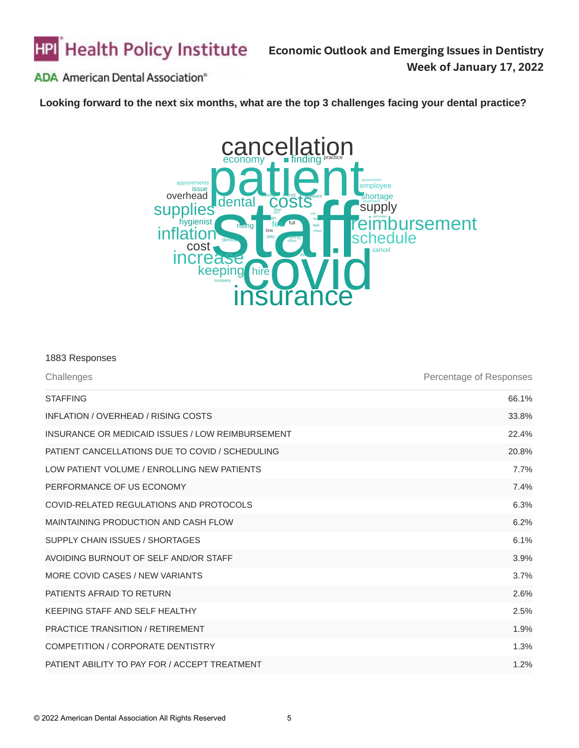**Looking forward to the next six months, what are the top 3 challenges facing your dental practice?**

1883 Responses

| Challenges | Percentage of Responses |
|---|---|
| STAFFING | 66.1% |
| INFLATION / OVERHEAD / RISING COSTS | 33.8% |
| INSURANCE OR MEDICAID ISSUES / LOW REIMBURSEMENT | 22.4% |
| PATIENT CANCELLATIONS DUE TO COVID / SCHEDULING | 20.8% |
| LOW PATIENT VOLUME / ENROLLING NEW PATIENTS | 7.7% |
| PERFORMANCE OF US ECONOMY | 7.4% |
| COVID-RELATED REGULATIONS AND PROTOCOLS | 6.3% |
| MAINTAINING PRODUCTION AND CASH FLOW | 6.2% |
| SUPPLY CHAIN ISSUES / SHORTAGES | 6.1% |
| AVOIDING BURNOUT OF SELF AND/OR STAFF | 3.9% |
| MORE COVID CASES / NEW VARIANTS | 3.7% |
| PATIENTS AFRAID TO RETURN | 2.6% |
| KEEPING STAFF AND SELF HEALTHY | 2.5% |
| PRACTICE TRANSITION / RETIREMENT | 1.9% |
| COMPETITION / CORPORATE DENTISTRY | 1.3% |
| PATIENT ABILITY TO PAY FOR / ACCEPT TREATMENT | 1.2% |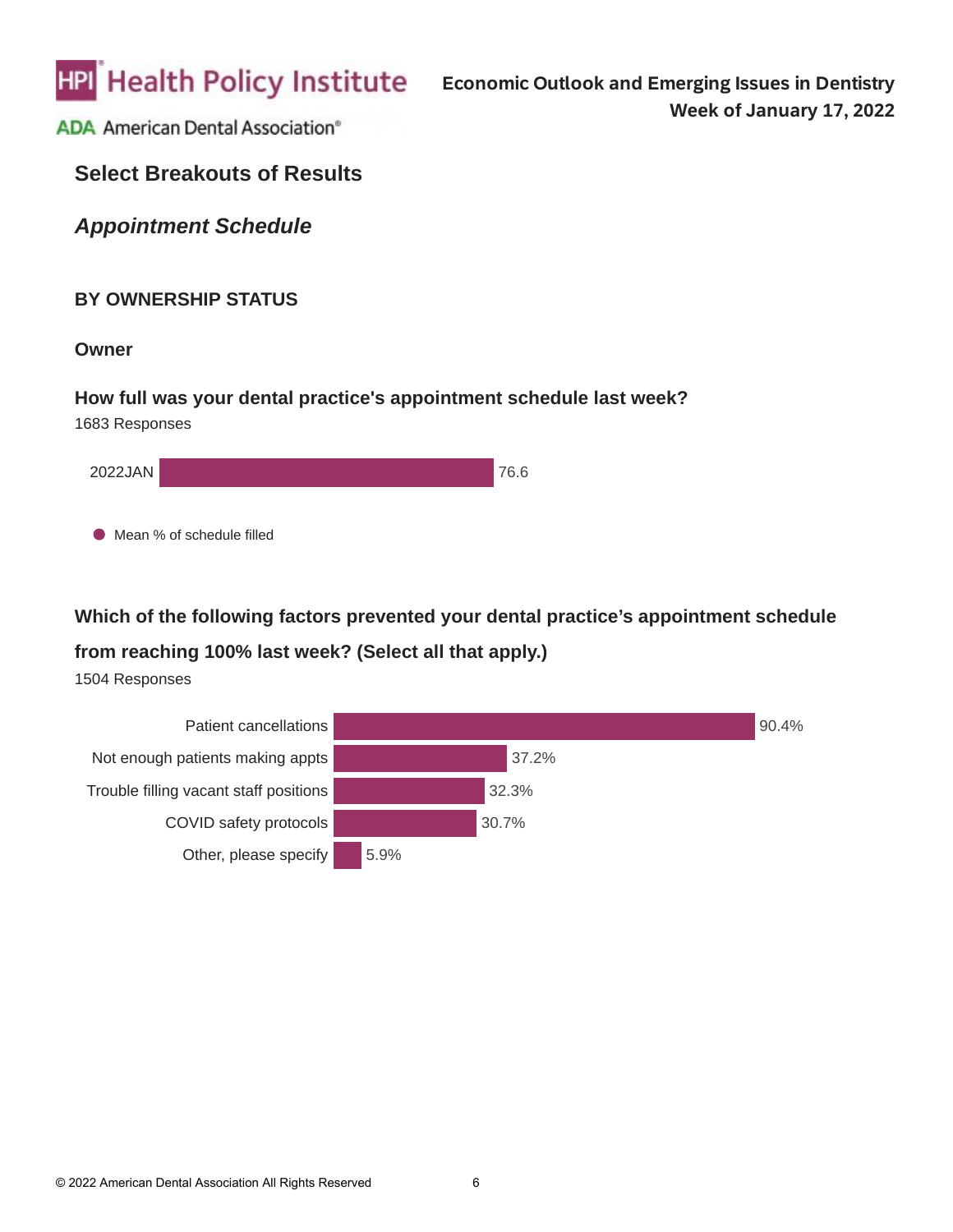## Select Breakouts of Results

### *Appointment Schedule*

#### BY OWNERSHIP STATUS

**Owner**

**How full was your dental practice's appointment schedule last week?**

1683 Responses

| | Mean % of schedule filled |
|---|---|
| 2022JAN | 76.6 |

**Which of the following factors prevented your dental practice's appointment schedule from reaching 100% last week? (Select all that apply.)**

1504 Responses

| Factor | % |
|---|---|
| Patient cancellations | 90.4% |
| Not enough patients making appts | 37.2% |
| Trouble filling vacant staff positions | 32.3% |
| COVID safety protocols | 30.7% |
| Other, please specify | 5.9% |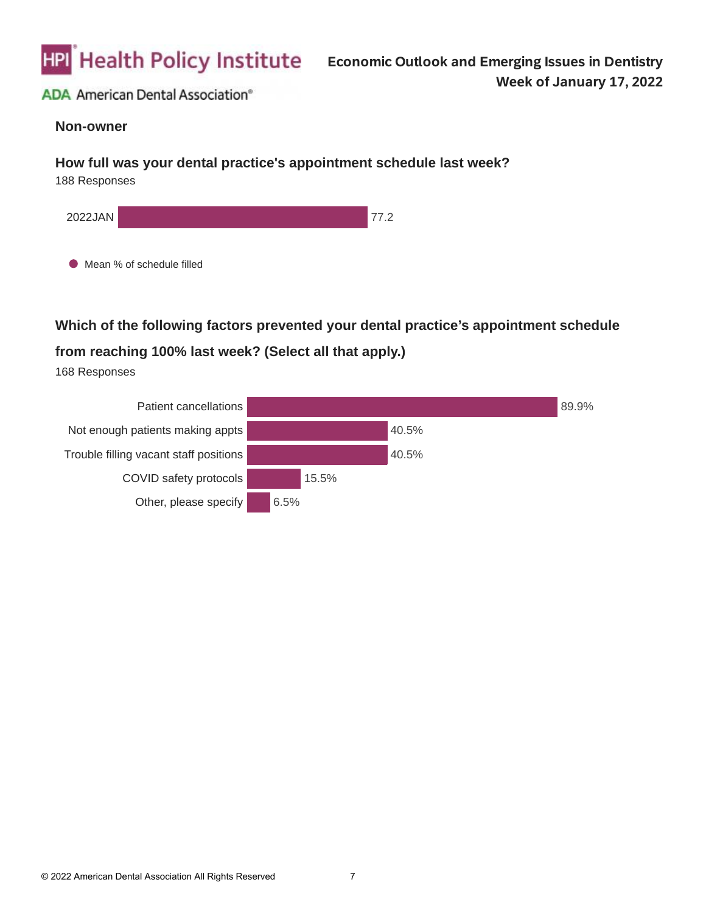## Non-owner

### How full was your dental practice's appointment schedule last week?

188 Responses

| | Mean % of schedule filled |
|---|---|
| 2022JAN | 77.2 |

### Which of the following factors prevented your dental practice's appointment schedule from reaching 100% last week? (Select all that apply.)

168 Responses

| Factor | % |
|---|---|
| Patient cancellations | 89.9% |
| Not enough patients making appts | 40.5% |
| Trouble filling vacant staff positions | 40.5% |
| COVID safety protocols | 15.5% |
| Other, please specify | 6.5% |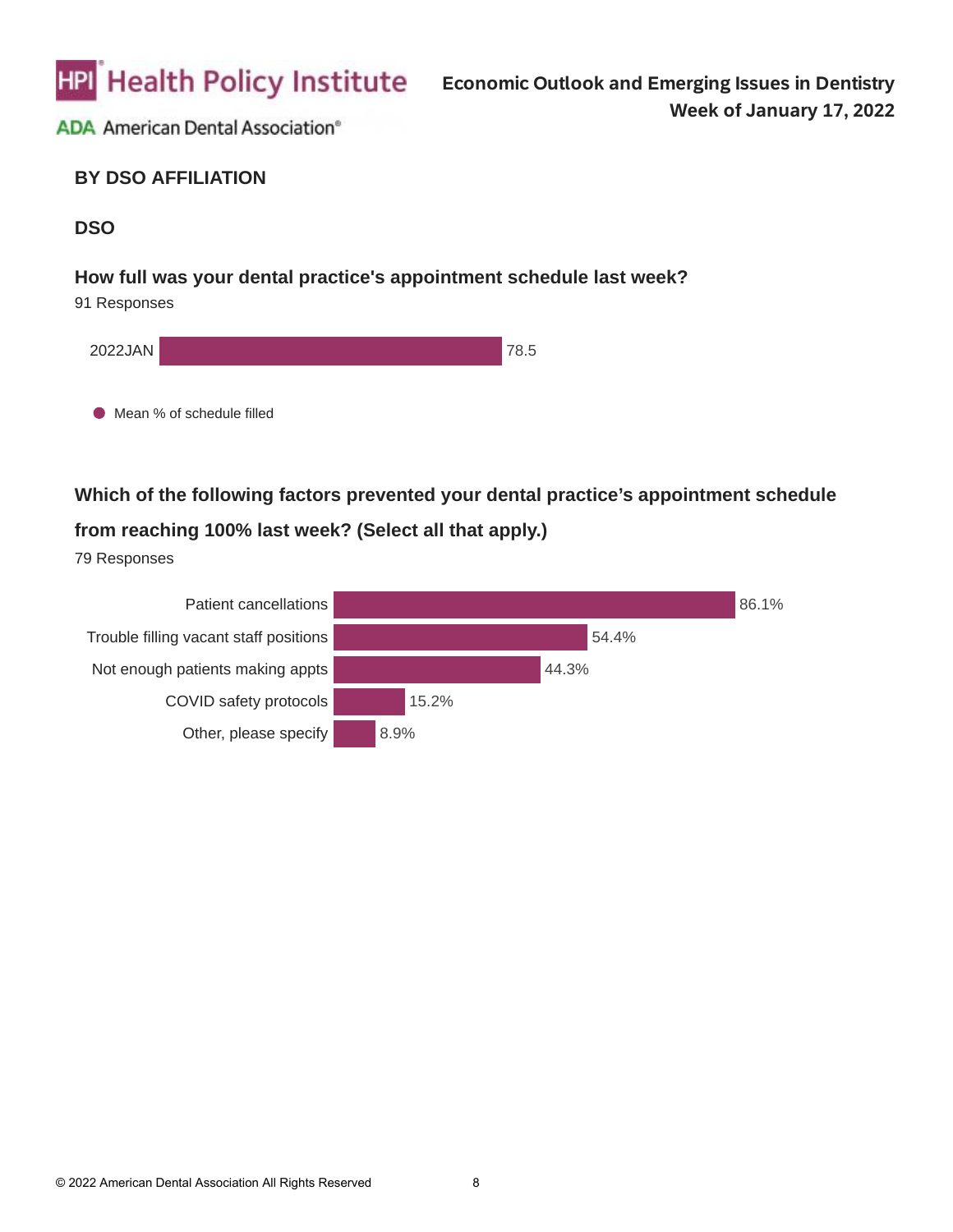## BY DSO AFFILIATION

### DSO

**How full was your dental practice's appointment schedule last week?**

91 Responses

| | Mean % of schedule filled |
|---|---|
| 2022JAN | 78.5 |

**Which of the following factors prevented your dental practice's appointment schedule from reaching 100% last week? (Select all that apply.)**

79 Responses

| Factor | % |
|---|---|
| Patient cancellations | 86.1% |
| Trouble filling vacant staff positions | 54.4% |
| Not enough patients making appts | 44.3% |
| COVID safety protocols | 15.2% |
| Other, please specify | 8.9% |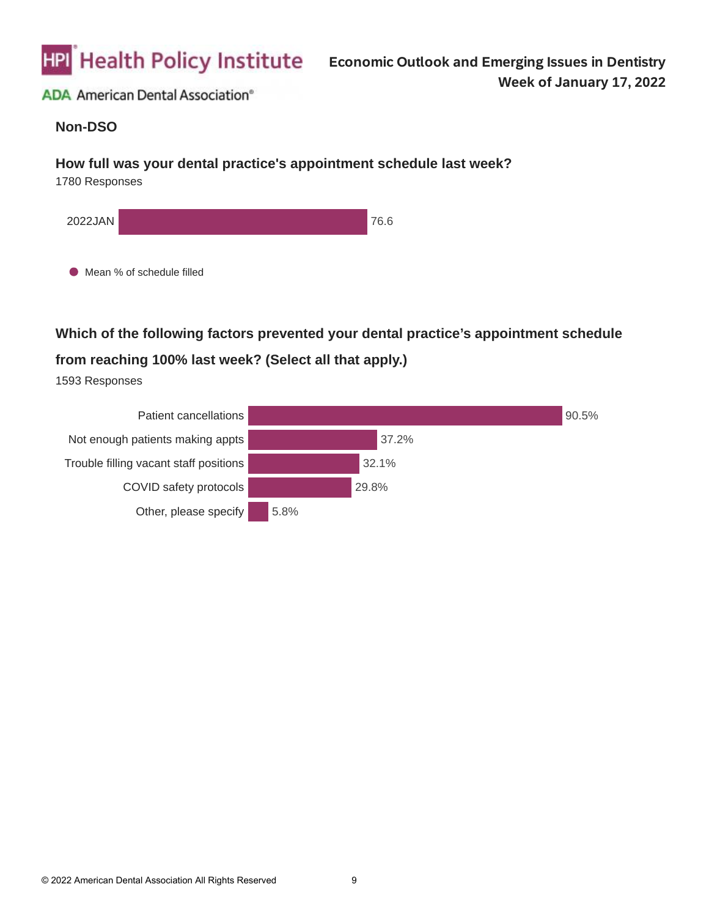## Non-DSO

### How full was your dental practice's appointment schedule last week?

1780 Responses

| | Mean % of schedule filled |
|---|---|
| 2022JAN | 76.6 |

### Which of the following factors prevented your dental practice's appointment schedule from reaching 100% last week? (Select all that apply.)

1593 Responses

| Factor | % |
|---|---|
| Patient cancellations | 90.5% |
| Not enough patients making appts | 37.2% |
| Trouble filling vacant staff positions | 32.1% |
| COVID safety protocols | 29.8% |
| Other, please specify | 5.8% |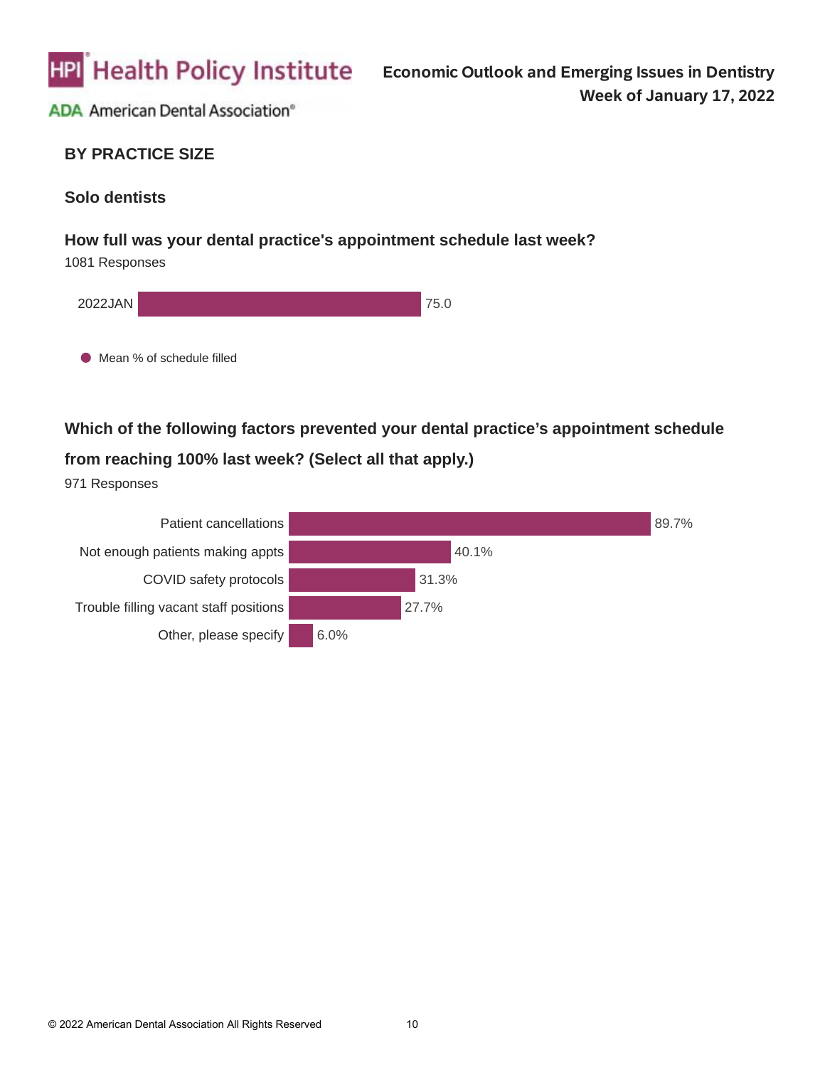## BY PRACTICE SIZE

### Solo dentists

**How full was your dental practice's appointment schedule last week?**

1081 Responses

| | Mean % of schedule filled |
|---|---|
| 2022JAN | 75.0 |

**Which of the following factors prevented your dental practice's appointment schedule from reaching 100% last week? (Select all that apply.)**

971 Responses

| Factor | % |
|---|---|
| Patient cancellations | 89.7% |
| Not enough patients making appts | 40.1% |
| COVID safety protocols | 31.3% |
| Trouble filling vacant staff positions | 27.7% |
| Other, please specify | 6.0% |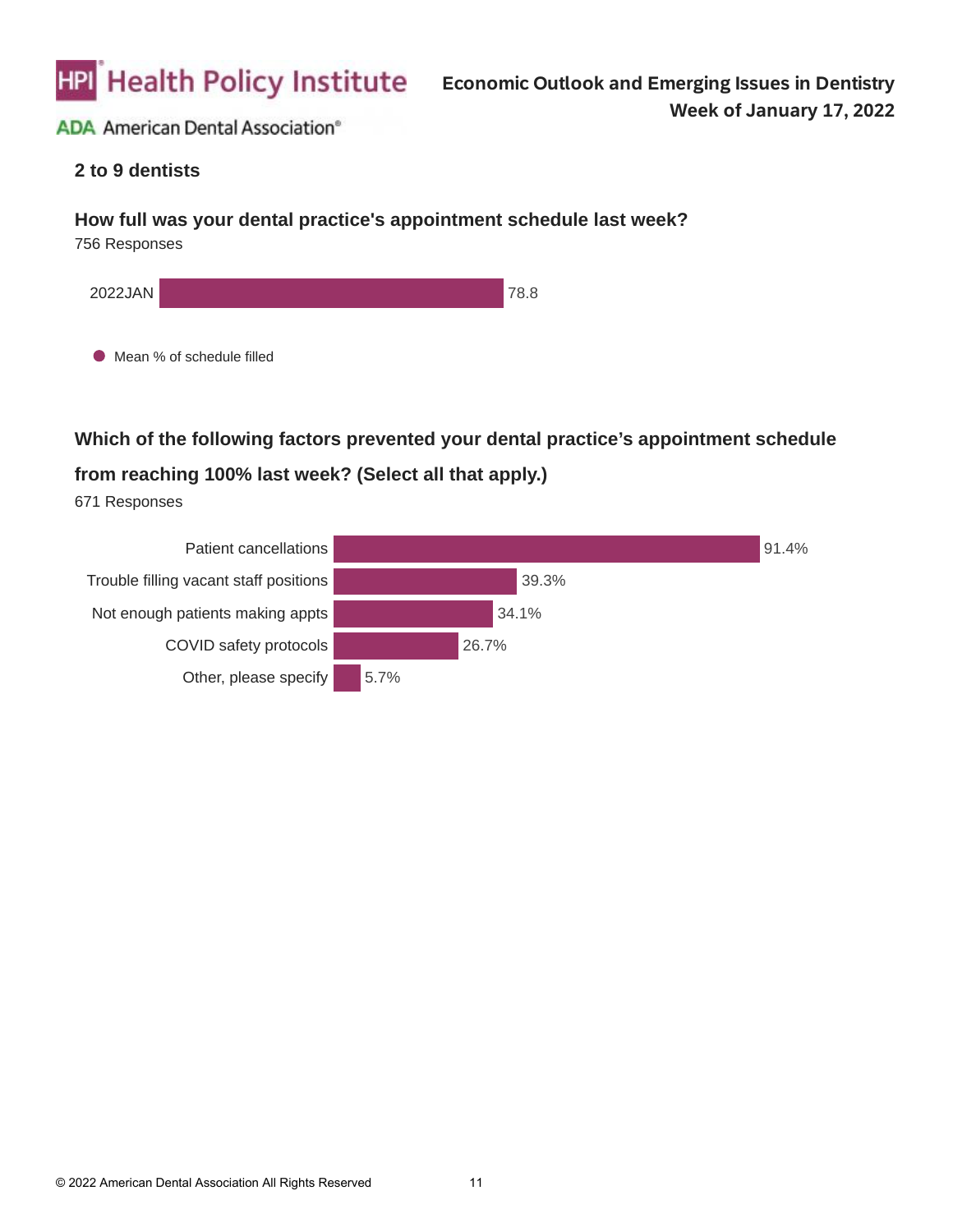## 2 to 9 dentists

### How full was your dental practice's appointment schedule last week?

756 Responses

| | Mean % of schedule filled |
|---|---|
| 2022JAN | 78.8 |

### Which of the following factors prevented your dental practice's appointment schedule from reaching 100% last week? (Select all that apply.)

671 Responses

| Factor | % |
|---|---|
| Patient cancellations | 91.4% |
| Trouble filling vacant staff positions | 39.3% |
| Not enough patients making appts | 34.1% |
| COVID safety protocols | 26.7% |
| Other, please specify | 5.7% |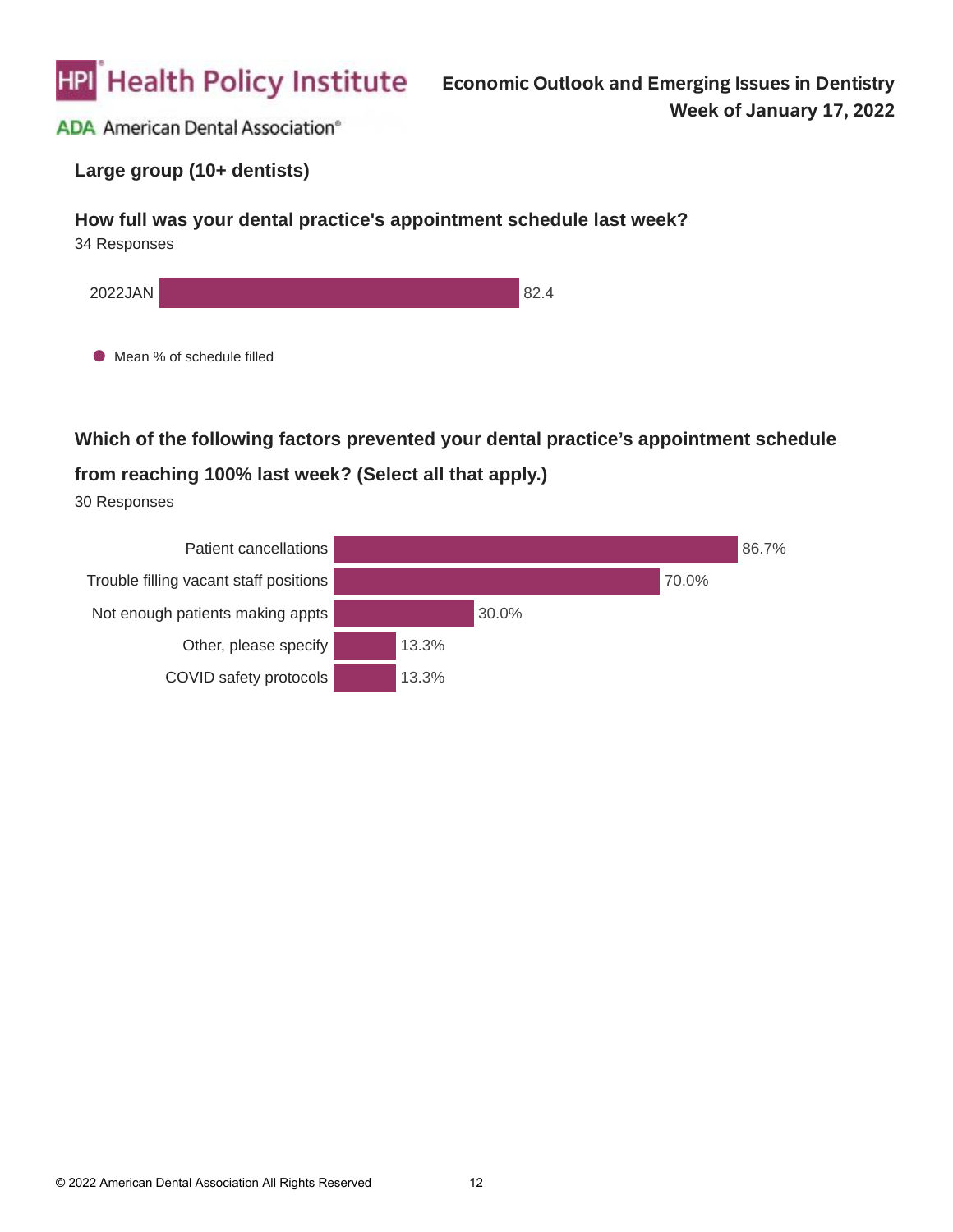## Large group (10+ dentists)

### How full was your dental practice's appointment schedule last week?

34 Responses

| | Mean % of schedule filled |
| --- | --- |
| 2022JAN | 82.4 |

### Which of the following factors prevented your dental practice's appointment schedule from reaching 100% last week? (Select all that apply.)

30 Responses

| Factor | % |
| --- | --- |
| Patient cancellations | 86.7% |
| Trouble filling vacant staff positions | 70.0% |
| Not enough patients making appts | 30.0% |
| Other, please specify | 13.3% |
| COVID safety protocols | 13.3% |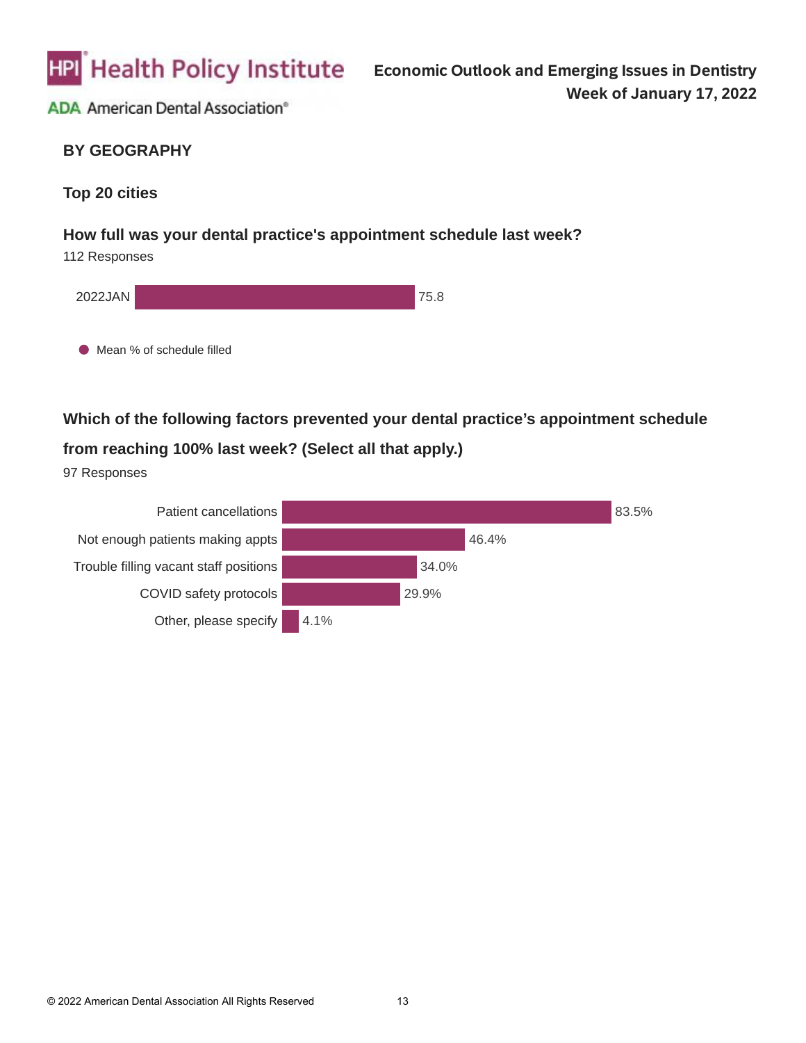## BY GEOGRAPHY

### Top 20 cities

**How full was your dental practice's appointment schedule last week?**

112 Responses

| | Mean % of schedule filled |
|---|---|
| 2022JAN | 75.8 |

**Which of the following factors prevented your dental practice's appointment schedule from reaching 100% last week? (Select all that apply.)**

97 Responses

| Factor | % |
|---|---|
| Patient cancellations | 83.5% |
| Not enough patients making appts | 46.4% |
| Trouble filling vacant staff positions | 34.0% |
| COVID safety protocols | 29.9% |
| Other, please specify | 4.1% |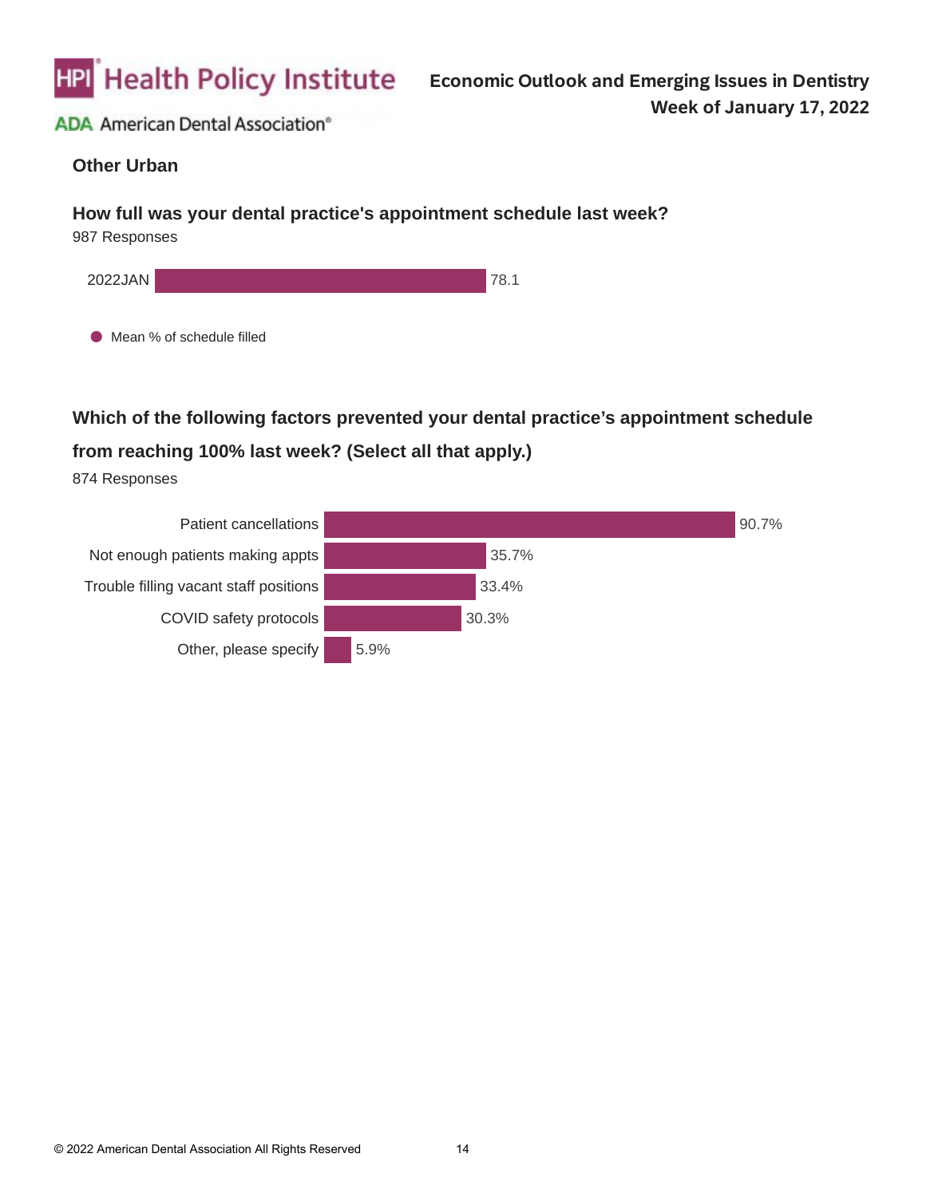## Other Urban

### How full was your dental practice's appointment schedule last week?

987 Responses

| | Mean % of schedule filled |
|---|---|
| 2022JAN | 78.1 |

### Which of the following factors prevented your dental practice's appointment schedule from reaching 100% last week? (Select all that apply.)

874 Responses

| Factor | % |
|---|---|
| Patient cancellations | 90.7% |
| Not enough patients making appts | 35.7% |
| Trouble filling vacant staff positions | 33.4% |
| COVID safety protocols | 30.3% |
| Other, please specify | 5.9% |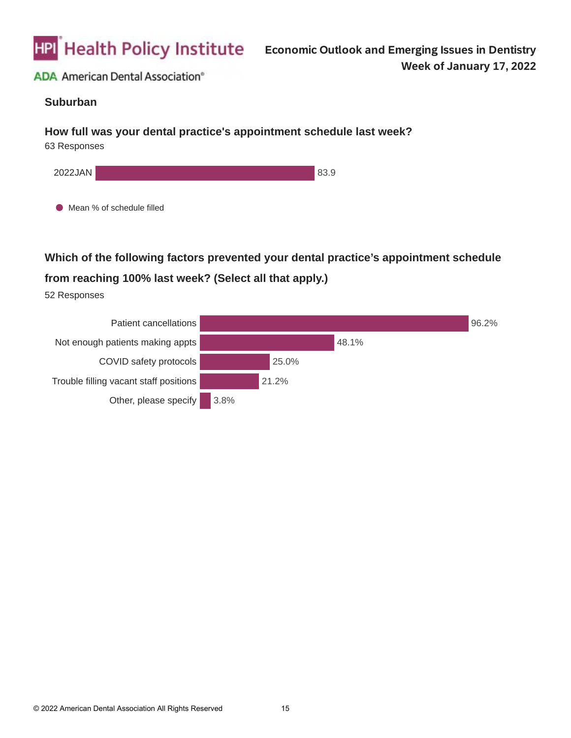## Suburban

### How full was your dental practice's appointment schedule last week?

63 Responses

| | Mean % of schedule filled |
|---|---|
| 2022JAN | 83.9 |

### Which of the following factors prevented your dental practice's appointment schedule from reaching 100% last week? (Select all that apply.)

52 Responses

| Factor | % |
|---|---|
| Patient cancellations | 96.2% |
| Not enough patients making appts | 48.1% |
| COVID safety protocols | 25.0% |
| Trouble filling vacant staff positions | 21.2% |
| Other, please specify | 3.8% |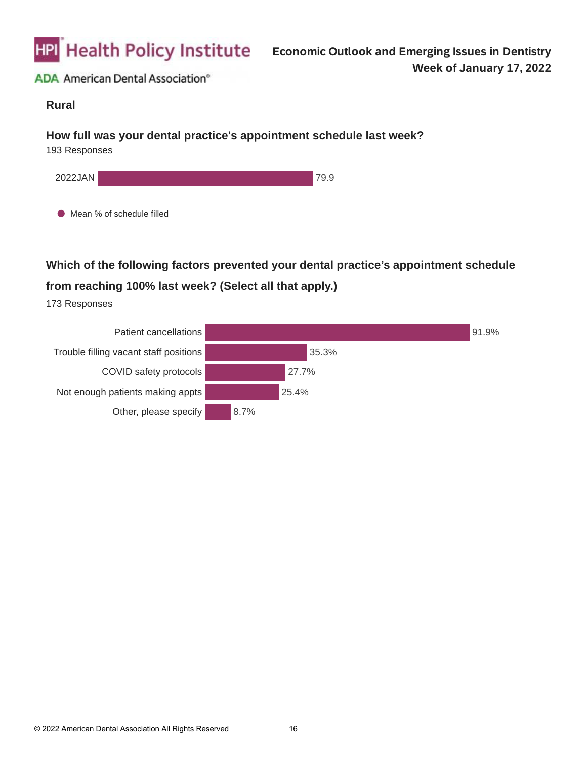## Rural

### How full was your dental practice's appointment schedule last week?

193 Responses

| | Mean % of schedule filled |
|---|---|
| 2022JAN | 79.9 |

### Which of the following factors prevented your dental practice's appointment schedule from reaching 100% last week? (Select all that apply.)

173 Responses

| Factor | % |
|---|---|
| Patient cancellations | 91.9% |
| Trouble filling vacant staff positions | 35.3% |
| COVID safety protocols | 27.7% |
| Not enough patients making appts | 25.4% |
| Other, please specify | 8.7% |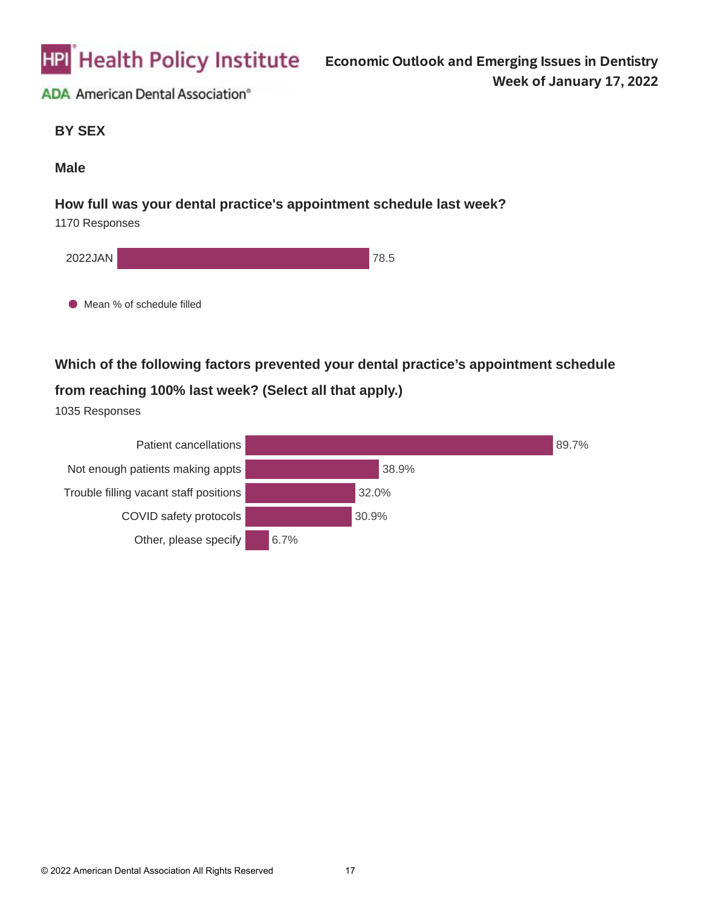## BY SEX

### Male

**How full was your dental practice's appointment schedule last week?**

1170 Responses

| | Mean % of schedule filled |
|---|---|
| 2022JAN | 78.5 |

**Which of the following factors prevented your dental practice's appointment schedule from reaching 100% last week? (Select all that apply.)**

1035 Responses

| Factor | % |
|---|---|
| Patient cancellations | 89.7% |
| Not enough patients making appts | 38.9% |
| Trouble filling vacant staff positions | 32.0% |
| COVID safety protocols | 30.9% |
| Other, please specify | 6.7% |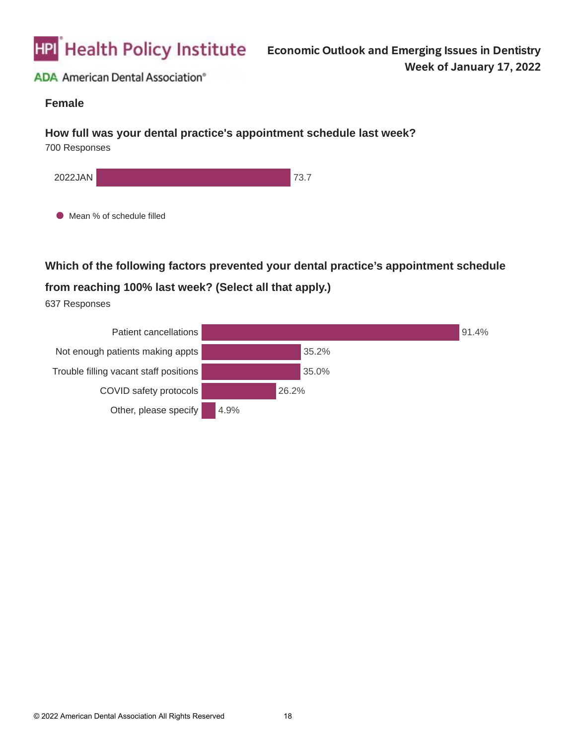## Female

### How full was your dental practice's appointment schedule last week?

700 Responses

| | Mean % of schedule filled |
|---|---|
| 2022JAN | 73.7 |

### Which of the following factors prevented your dental practice's appointment schedule from reaching 100% last week? (Select all that apply.)

637 Responses

| Factor | % |
|---|---|
| Patient cancellations | 91.4% |
| Not enough patients making appts | 35.2% |
| Trouble filling vacant staff positions | 35.0% |
| COVID safety protocols | 26.2% |
| Other, please specify | 4.9% |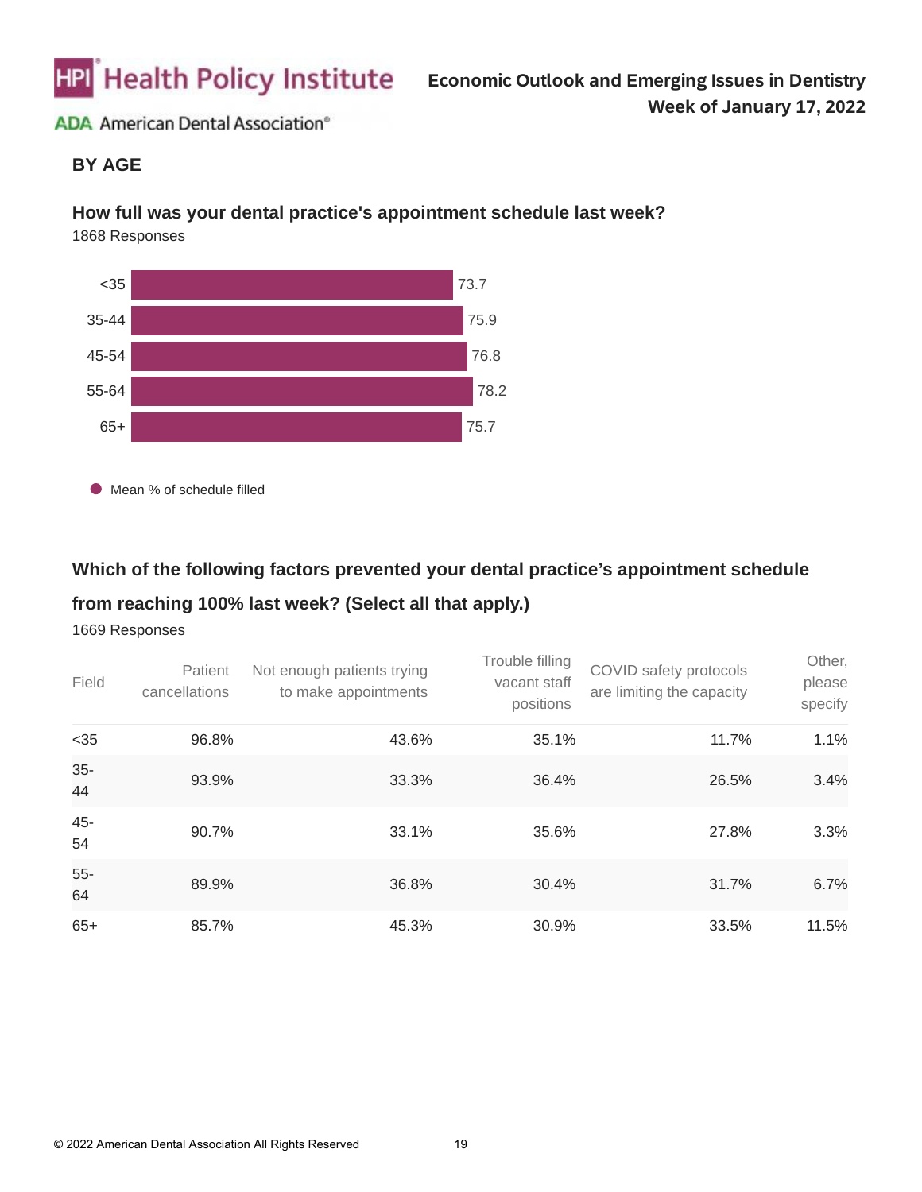## BY AGE

### How full was your dental practice's appointment schedule last week?

1868 Responses

| Age | Mean % of schedule filled |
|---|---|
| <35 | 73.7 |
| 35-44 | 75.9 |
| 45-54 | 76.8 |
| 55-64 | 78.2 |
| 65+ | 75.7 |

### Which of the following factors prevented your dental practice's appointment schedule from reaching 100% last week? (Select all that apply.)

1669 Responses

| Field | Patient cancellations | Not enough patients trying to make appointments | Trouble filling vacant staff positions | COVID safety protocols are limiting the capacity | Other, please specify |
|---|---|---|---|---|---|
| <35 | 96.8% | 43.6% | 35.1% | 11.7% | 1.1% |
| 35-44 | 93.9% | 33.3% | 36.4% | 26.5% | 3.4% |
| 45-54 | 90.7% | 33.1% | 35.6% | 27.8% | 3.3% |
| 55-64 | 89.9% | 36.8% | 30.4% | 31.7% | 6.7% |
| 65+ | 85.7% | 45.3% | 30.9% | 33.5% | 11.5% |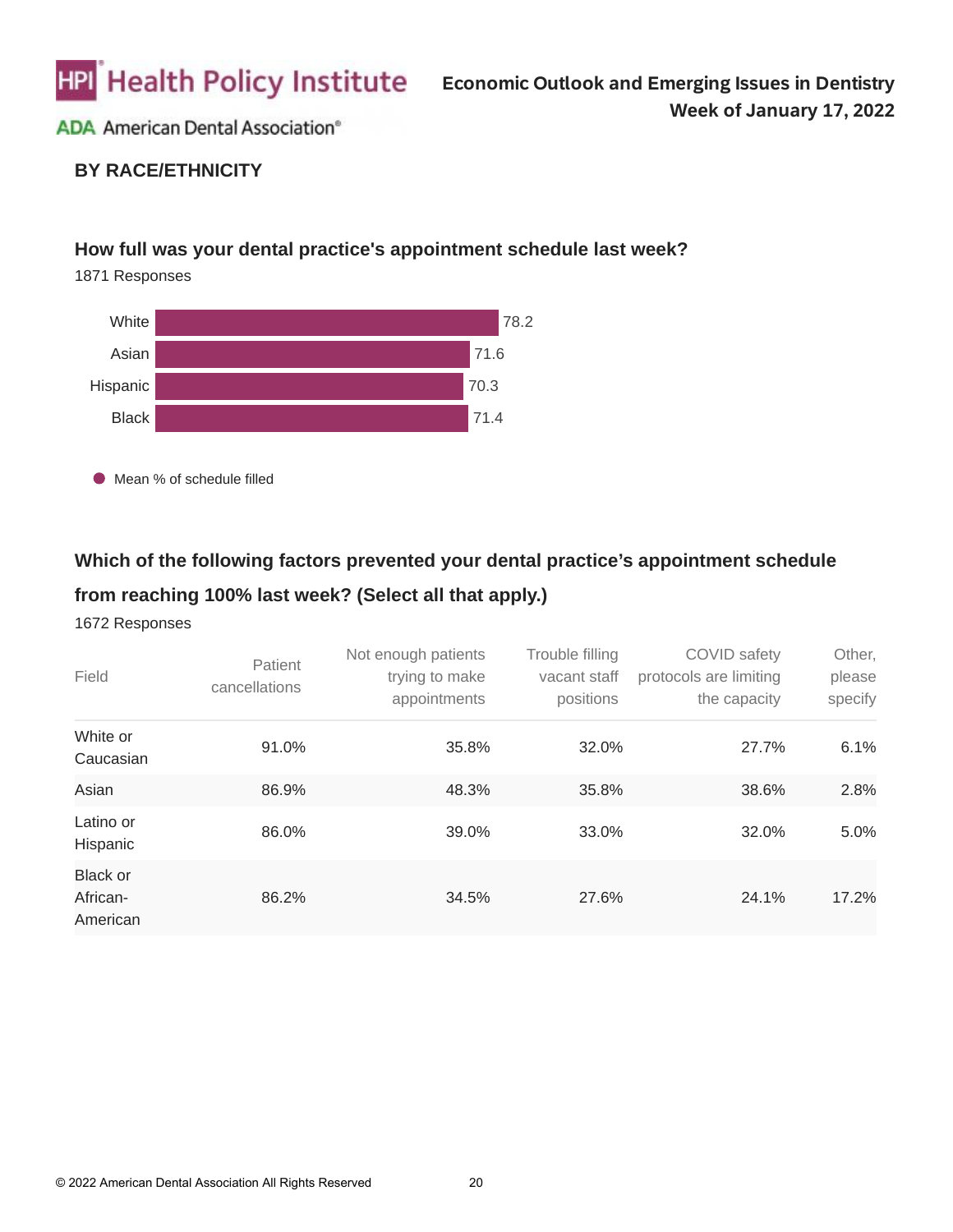## BY RACE/ETHNICITY

### How full was your dental practice's appointment schedule last week?

1871 Responses

| | Mean % of schedule filled |
|---|---|
| White | 78.2 |
| Asian | 71.6 |
| Hispanic | 70.3 |
| Black | 71.4 |

### Which of the following factors prevented your dental practice's appointment schedule from reaching 100% last week? (Select all that apply.)

1672 Responses

| Field | Patient cancellations | Not enough patients trying to make appointments | Trouble filling vacant staff positions | COVID safety protocols are limiting the capacity | Other, please specify |
|---|---|---|---|---|---|
| White or Caucasian | 91.0% | 35.8% | 32.0% | 27.7% | 6.1% |
| Asian | 86.9% | 48.3% | 35.8% | 38.6% | 2.8% |
| Latino or Hispanic | 86.0% | 39.0% | 33.0% | 32.0% | 5.0% |
| Black or African-American | 86.2% | 34.5% | 27.6% | 24.1% | 17.2% |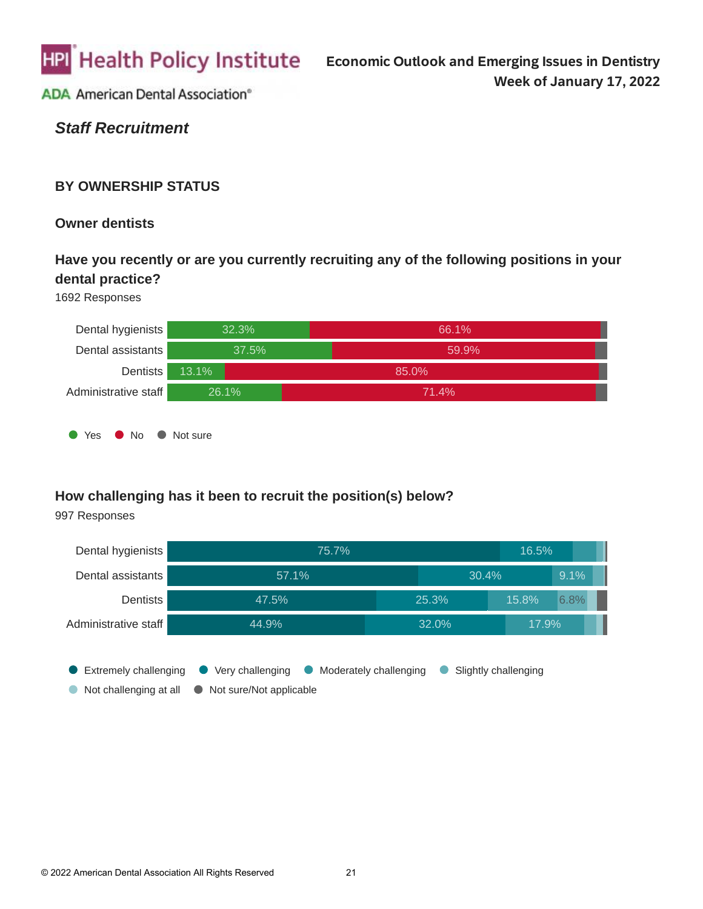## Staff Recruitment

### BY OWNERSHIP STATUS

#### Owner dentists

**Have you recently or are you currently recruiting any of the following positions in your dental practice?**

1692 Responses

| | Yes | No | Not sure |
|---|---|---|---|
| Dental hygienists | 32.3% | 66.1% | |
| Dental assistants | 37.5% | 59.9% | |
| Dentists | 13.1% | 85.0% | |
| Administrative staff | 26.1% | 71.4% | |

**How challenging has it been to recruit the position(s) below?**

997 Responses

| | Extremely challenging | Very challenging | Moderately challenging | Slightly challenging | Not challenging at all | Not sure/Not applicable |
|---|---|---|---|---|---|---|
| Dental hygienists | 75.7% | 16.5% | | | | |
| Dental assistants | 57.1% | 30.4% | 9.1% | | | |
| Dentists | 47.5% | 25.3% | 15.8% | 6.8% | | |
| Administrative staff | 44.9% | 32.0% | 17.9% | | | |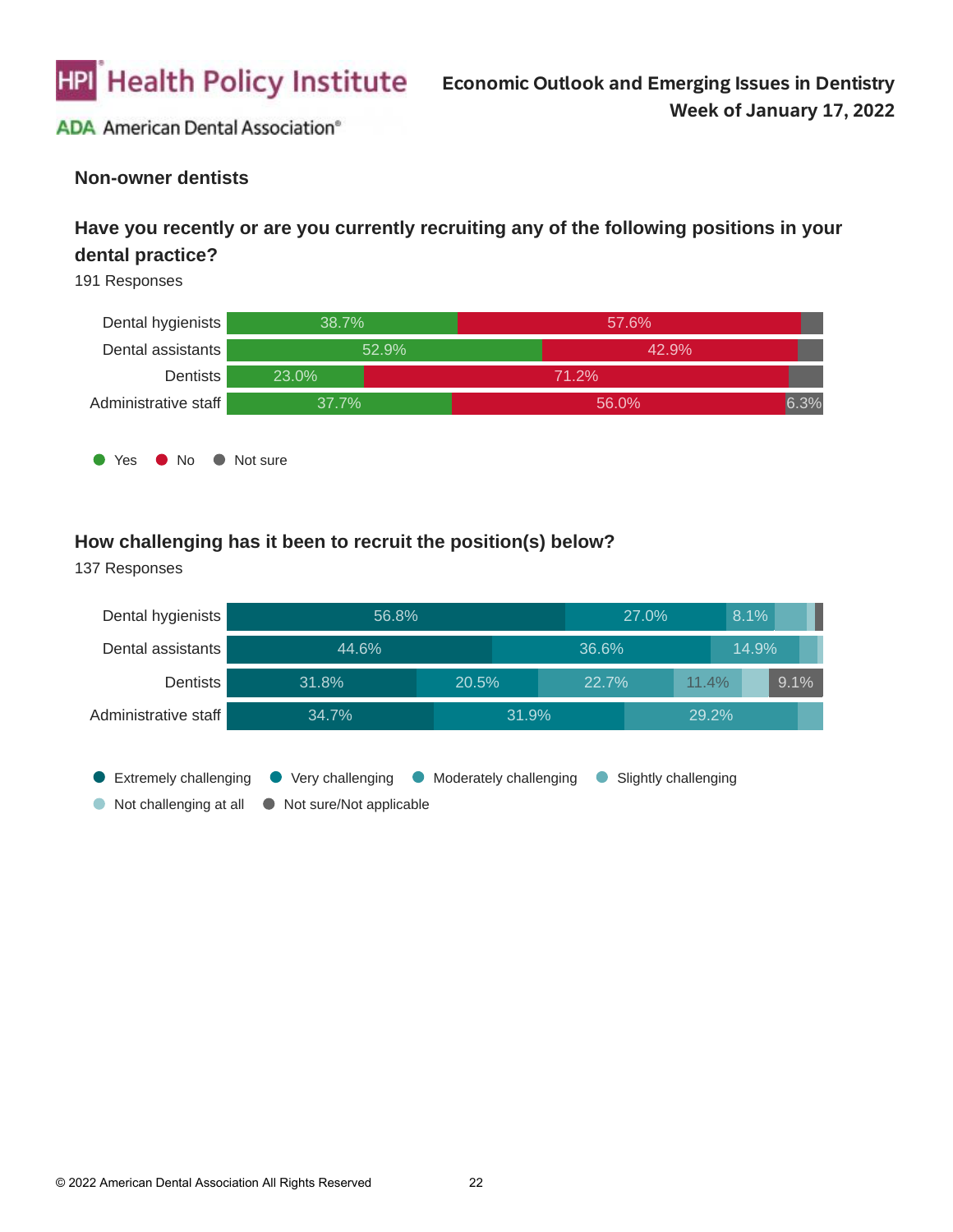## Non-owner dentists

### Have you recently or are you currently recruiting any of the following positions in your dental practice?

191 Responses

| | Yes | No | Not sure |
|---|---|---|---|
| Dental hygienists | 38.7% | 57.6% | |
| Dental assistants | 52.9% | 42.9% | |
| Dentists | 23.0% | 71.2% | |
| Administrative staff | 37.7% | 56.0% | 6.3% |

### How challenging has it been to recruit the position(s) below?

137 Responses

| | Extremely challenging | Very challenging | Moderately challenging | Slightly challenging | Not challenging at all | Not sure/Not applicable |
|---|---|---|---|---|---|---|
| Dental hygienists | 56.8% | 27.0% | 8.1% | | | |
| Dental assistants | 44.6% | 36.6% | 14.9% | | | |
| Dentists | 31.8% | 20.5% | 22.7% | 11.4% | | 9.1% |
| Administrative staff | 34.7% | 31.9% | 29.2% | | | |

© 2022 American Dental Association All Rights Reserved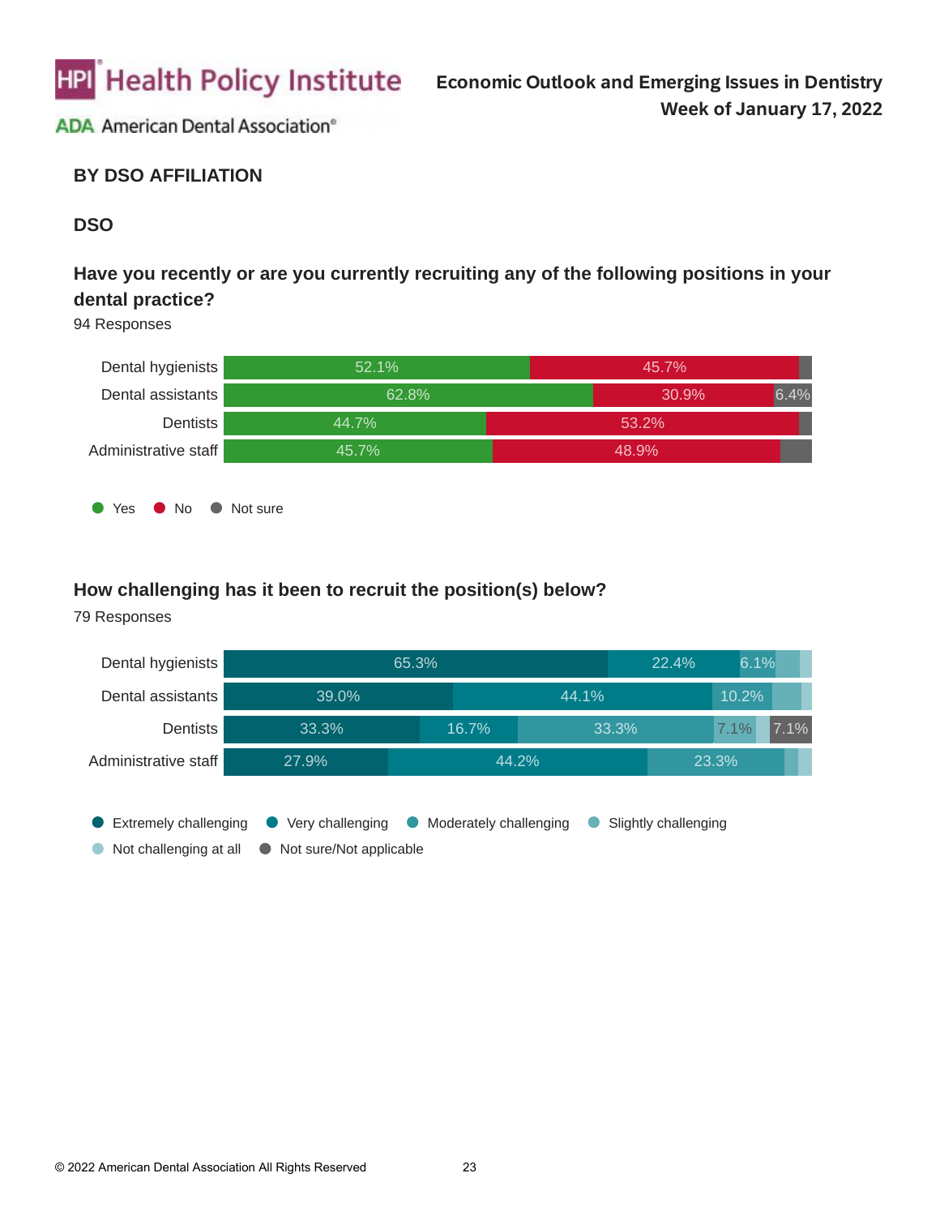## BY DSO AFFILIATION

### DSO

**Have you recently or are you currently recruiting any of the following positions in your dental practice?**

94 Responses

| | Yes | No | Not sure |
|---|---|---|---|
| Dental hygienists | 52.1% | 45.7% | |
| Dental assistants | 62.8% | 30.9% | 6.4% |
| Dentists | 44.7% | 53.2% | |
| Administrative staff | 45.7% | 48.9% | |

**How challenging has it been to recruit the position(s) below?**

79 Responses

| | Extremely challenging | Very challenging | Moderately challenging | Slightly challenging | Not challenging at all | Not sure/Not applicable |
|---|---|---|---|---|---|---|
| Dental hygienists | 65.3% | 22.4% | 6.1% | | | |
| Dental assistants | 39.0% | 44.1% | 10.2% | | | |
| Dentists | 33.3% | 16.7% | 33.3% | 7.1% | | 7.1% |
| Administrative staff | 27.9% | 44.2% | 23.3% | | | |

© 2022 American Dental Association All Rights Reserved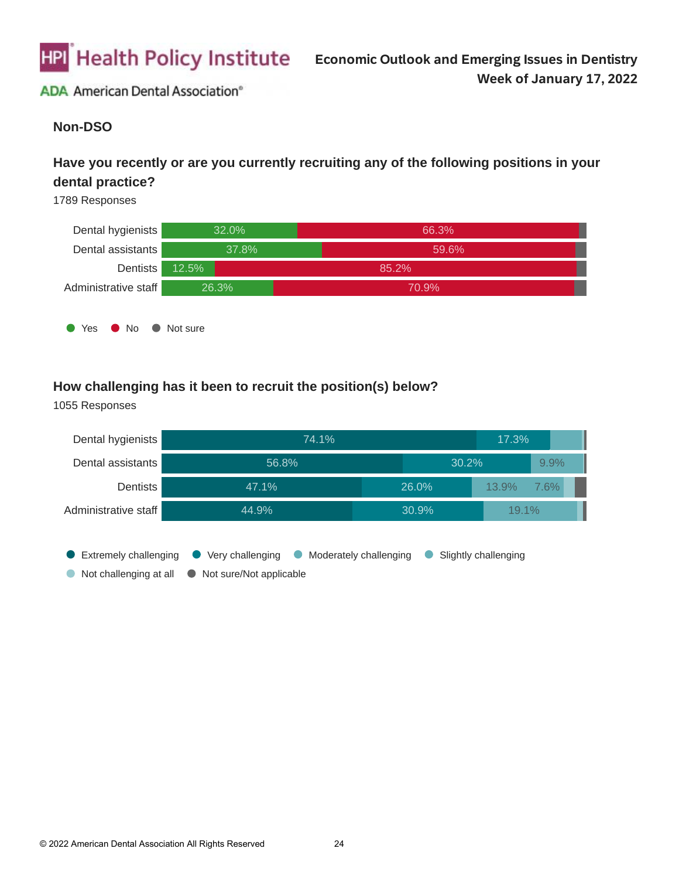## Non-DSO

### Have you recently or are you currently recruiting any of the following positions in your dental practice?

1789 Responses

| | Yes | No | Not sure |
|---|---|---|---|
| Dental hygienists | 32.0% | 66.3% | |
| Dental assistants | 37.8% | 59.6% | |
| Dentists | 12.5% | 85.2% | |
| Administrative staff | 26.3% | 70.9% | |

### How challenging has it been to recruit the position(s) below?

1055 Responses

| | Extremely challenging | Very challenging | Moderately challenging | Slightly challenging | Not challenging at all | Not sure/Not applicable |
|---|---|---|---|---|---|---|
| Dental hygienists | 74.1% | 17.3% | | | | |
| Dental assistants | 56.8% | 30.2% | 9.9% | | | |
| Dentists | 47.1% | 26.0% | 13.9% | 7.6% | | |
| Administrative staff | 44.9% | 30.9% | 19.1% | | | |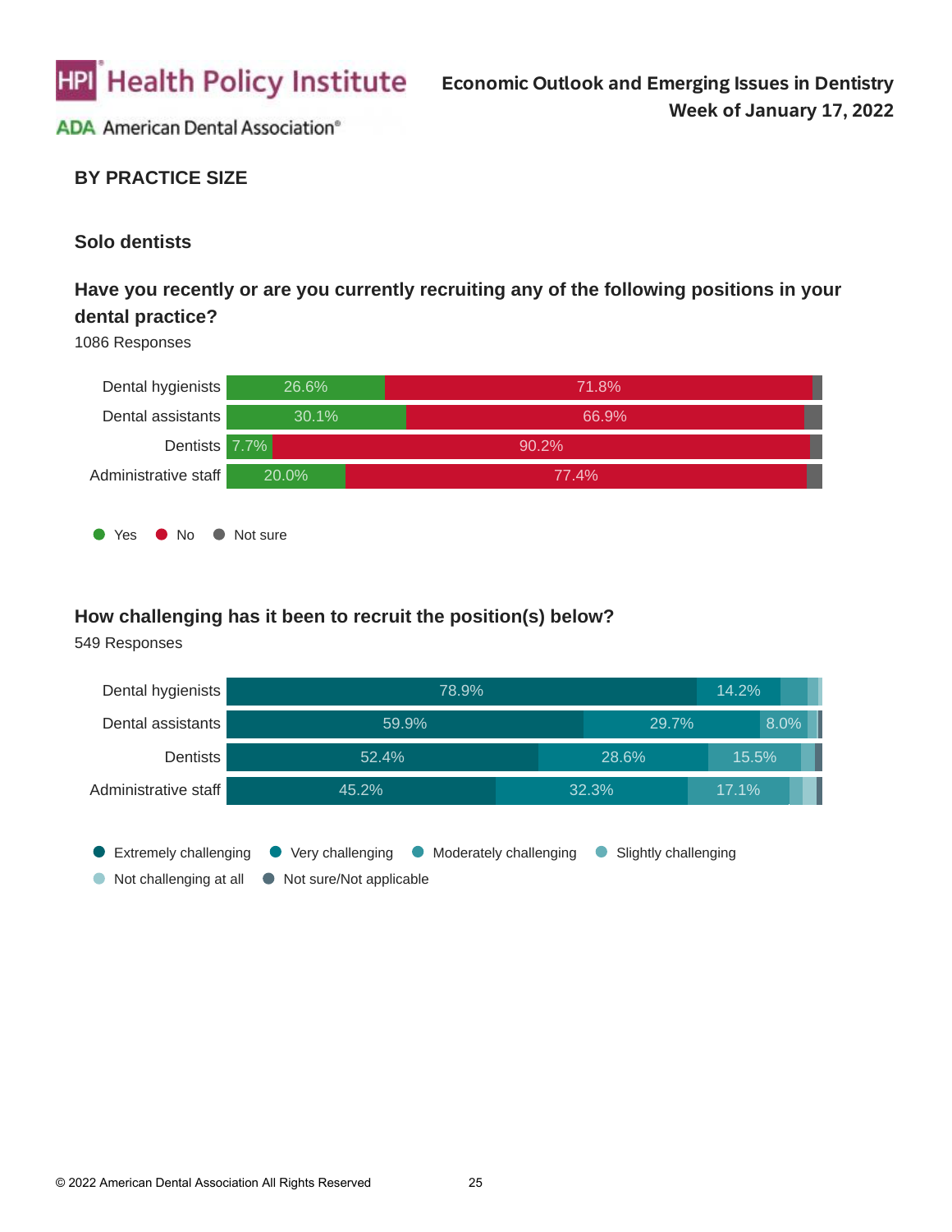## BY PRACTICE SIZE

### Solo dentists

#### Have you recently or are you currently recruiting any of the following positions in your dental practice?

1086 Responses

| | Yes | No | Not sure |
|---|---|---|---|
| Dental hygienists | 26.6% | 71.8% | |
| Dental assistants | 30.1% | 66.9% | |
| Dentists | 7.7% | 90.2% | |
| Administrative staff | 20.0% | 77.4% | |

#### How challenging has it been to recruit the position(s) below?

549 Responses

| | Extremely challenging | Very challenging | Moderately challenging | Slightly challenging | Not challenging at all | Not sure/Not applicable |
|---|---|---|---|---|---|---|
| Dental hygienists | 78.9% | 14.2% | | | | |
| Dental assistants | 59.9% | 29.7% | 8.0% | | | |
| Dentists | 52.4% | 28.6% | 15.5% | | | |
| Administrative staff | 45.2% | 32.3% | 17.1% | | | |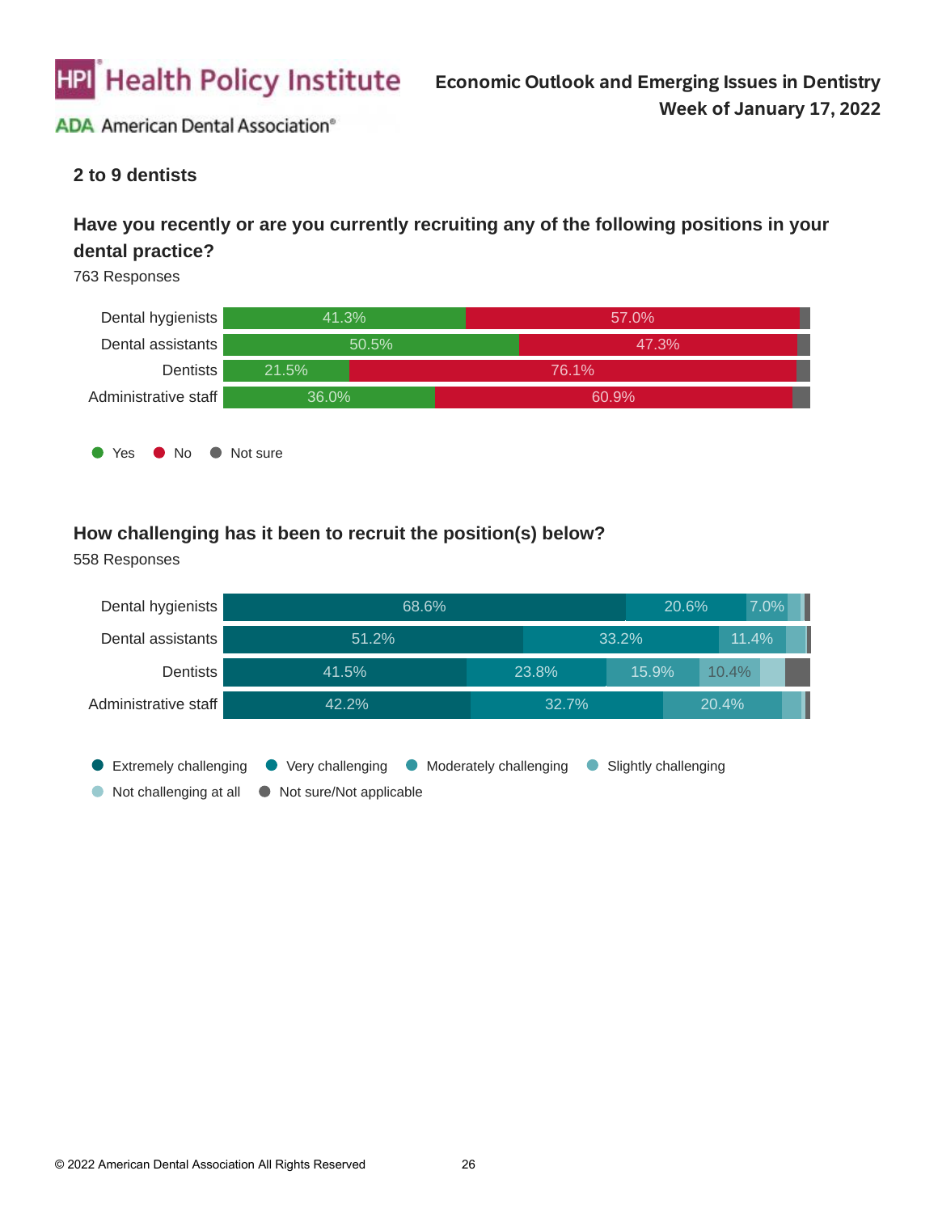## 2 to 9 dentists

### Have you recently or are you currently recruiting any of the following positions in your dental practice?

763 Responses

| | Yes | No | Not sure |
|---|---|---|---|
| Dental hygienists | 41.3% | 57.0% | |
| Dental assistants | 50.5% | 47.3% | |
| Dentists | 21.5% | 76.1% | |
| Administrative staff | 36.0% | 60.9% | |

### How challenging has it been to recruit the position(s) below?

558 Responses

| | Extremely challenging | Very challenging | Moderately challenging | Slightly challenging | Not challenging at all | Not sure/Not applicable |
|---|---|---|---|---|---|---|
| Dental hygienists | 68.6% | 20.6% | 7.0% | | | |
| Dental assistants | 51.2% | 33.2% | 11.4% | | | |
| Dentists | 41.5% | 23.8% | 15.9% | 10.4% | | |
| Administrative staff | 42.2% | 32.7% | 20.4% | | | |

© 2022 American Dental Association All Rights Reserved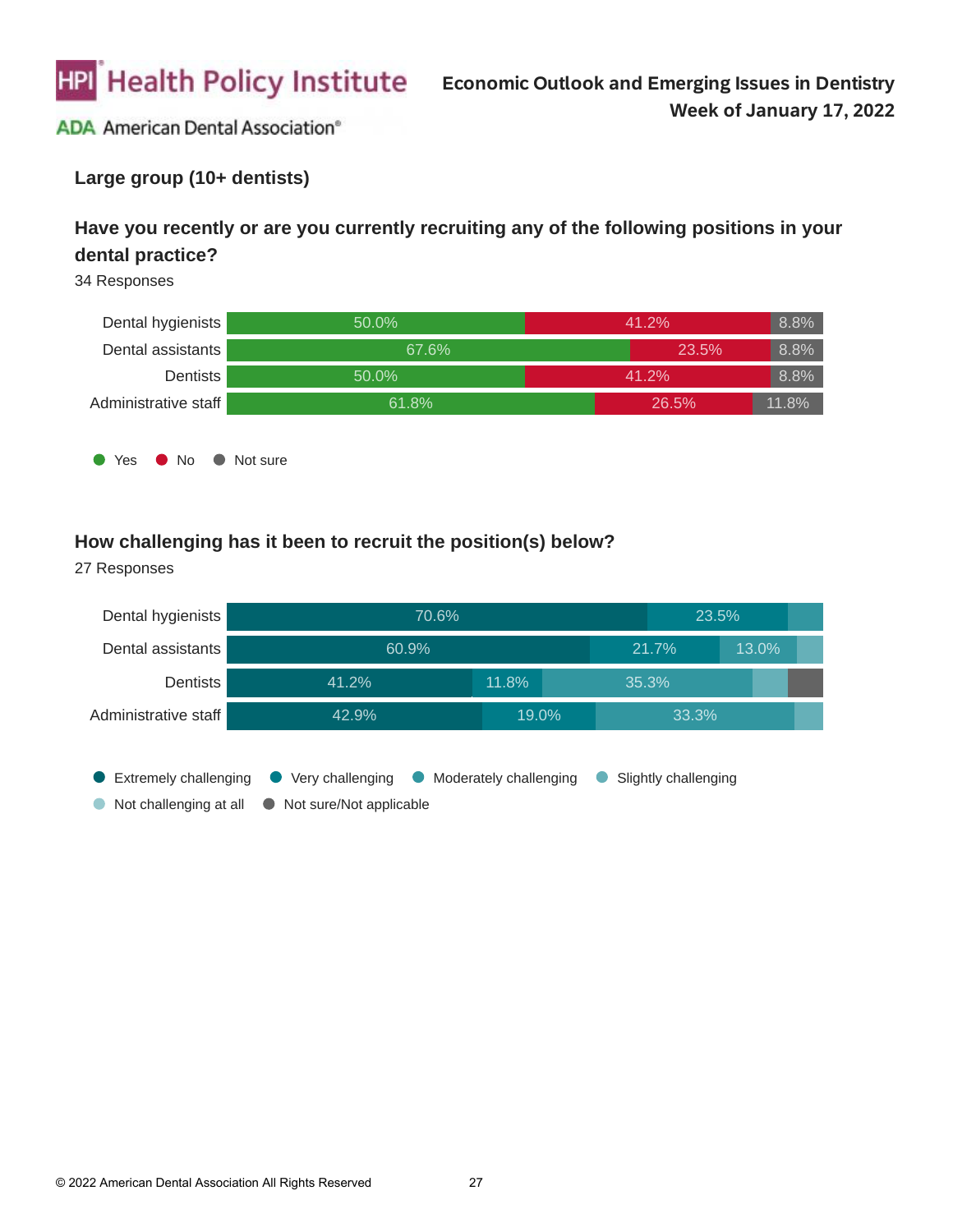## Large group (10+ dentists)

### Have you recently or are you currently recruiting any of the following positions in your dental practice?

34 Responses

| | Yes | No | Not sure |
|---|---|---|---|
| Dental hygienists | 50.0% | 41.2% | 8.8% |
| Dental assistants | 67.6% | 23.5% | 8.8% |
| Dentists | 50.0% | 41.2% | 8.8% |
| Administrative staff | 61.8% | 26.5% | 11.8% |

### How challenging has it been to recruit the position(s) below?

27 Responses

| | Extremely challenging | Very challenging | Moderately challenging | Slightly challenging | Not challenging at all | Not sure/Not applicable |
|---|---|---|---|---|---|---|
| Dental hygienists | 70.6% | 23.5% | | | | |
| Dental assistants | 60.9% | 21.7% | 13.0% | | | |
| Dentists | 41.2% | 11.8% | 35.3% | | | |
| Administrative staff | 42.9% | 19.0% | 33.3% | | | |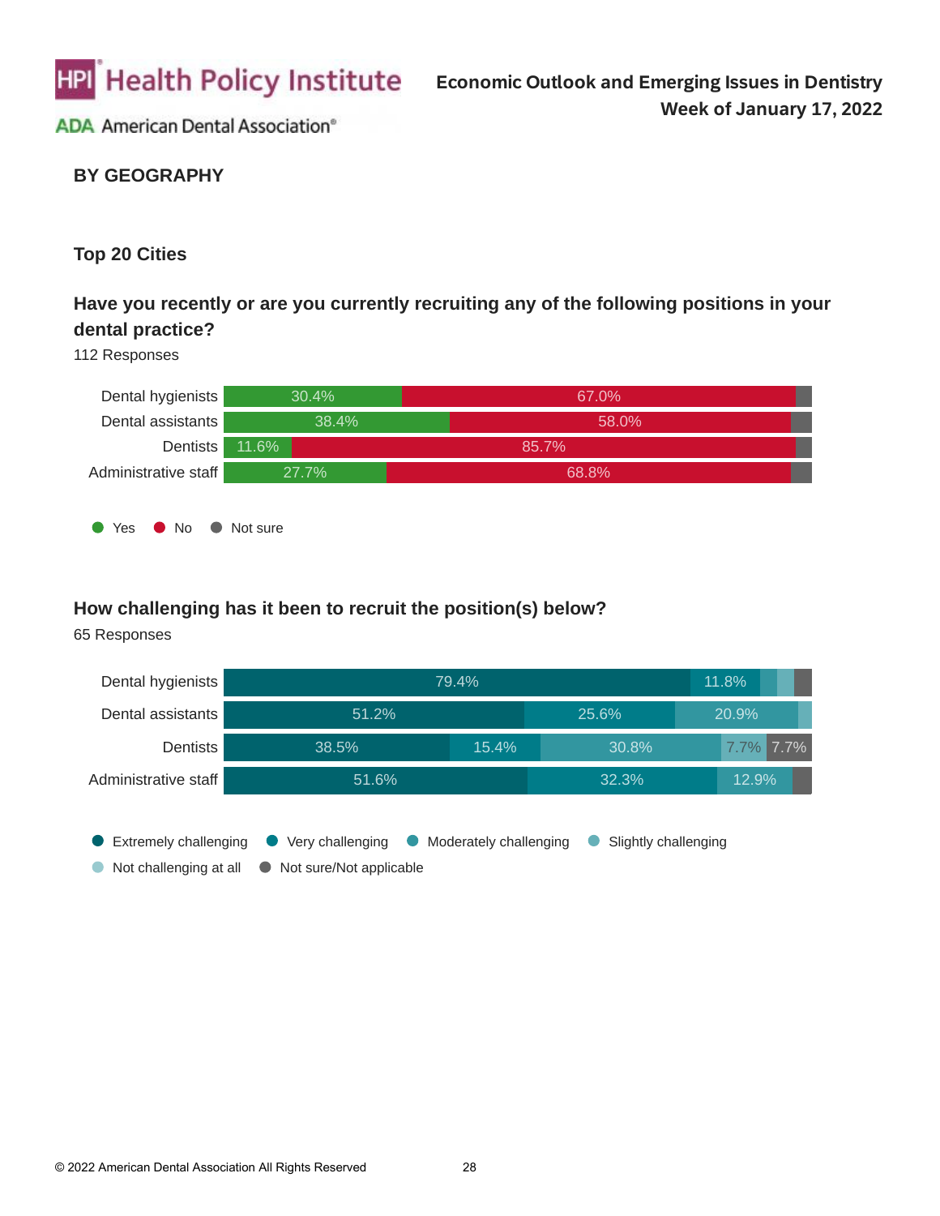## BY GEOGRAPHY

### Top 20 Cities

### Have you recently or are you currently recruiting any of the following positions in your dental practice?

112 Responses

| Position | Yes | No | Not sure |
|---|---|---|---|
| Dental hygienists | 30.4% | 67.0% | |
| Dental assistants | 38.4% | 58.0% | |
| Dentists | 11.6% | 85.7% | |
| Administrative staff | 27.7% | 68.8% | |

### How challenging has it been to recruit the position(s) below?

65 Responses

| Position | Extremely challenging | Very challenging | Moderately challenging | Slightly challenging | Not challenging at all | Not sure/Not applicable |
|---|---|---|---|---|---|---|
| Dental hygienists | 79.4% | 11.8% | | | | |
| Dental assistants | 51.2% | 25.6% | 20.9% | | | |
| Dentists | 38.5% | 15.4% | 30.8% | 7.7% | | 7.7% |
| Administrative staff | 51.6% | 32.3% | 12.9% | | | |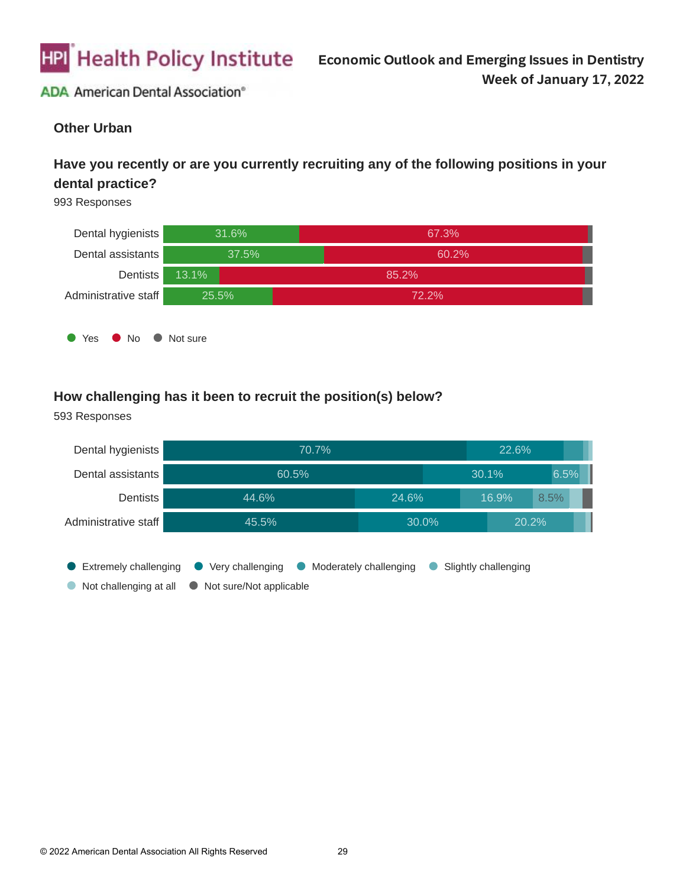## Other Urban

### Have you recently or are you currently recruiting any of the following positions in your dental practice?

993 Responses

| | Yes | No | Not sure |
|---|---|---|---|
| Dental hygienists | 31.6% | 67.3% | |
| Dental assistants | 37.5% | 60.2% | |
| Dentists | 13.1% | 85.2% | |
| Administrative staff | 25.5% | 72.2% | |

### How challenging has it been to recruit the position(s) below?

593 Responses

| | Extremely challenging | Very challenging | Moderately challenging | Slightly challenging | Not challenging at all | Not sure/Not applicable |
|---|---|---|---|---|---|---|
| Dental hygienists | 70.7% | 22.6% | | | | |
| Dental assistants | 60.5% | 30.1% | 6.5% | | | |
| Dentists | 44.6% | 24.6% | 16.9% | 8.5% | | |
| Administrative staff | 45.5% | 30.0% | 20.2% | | | |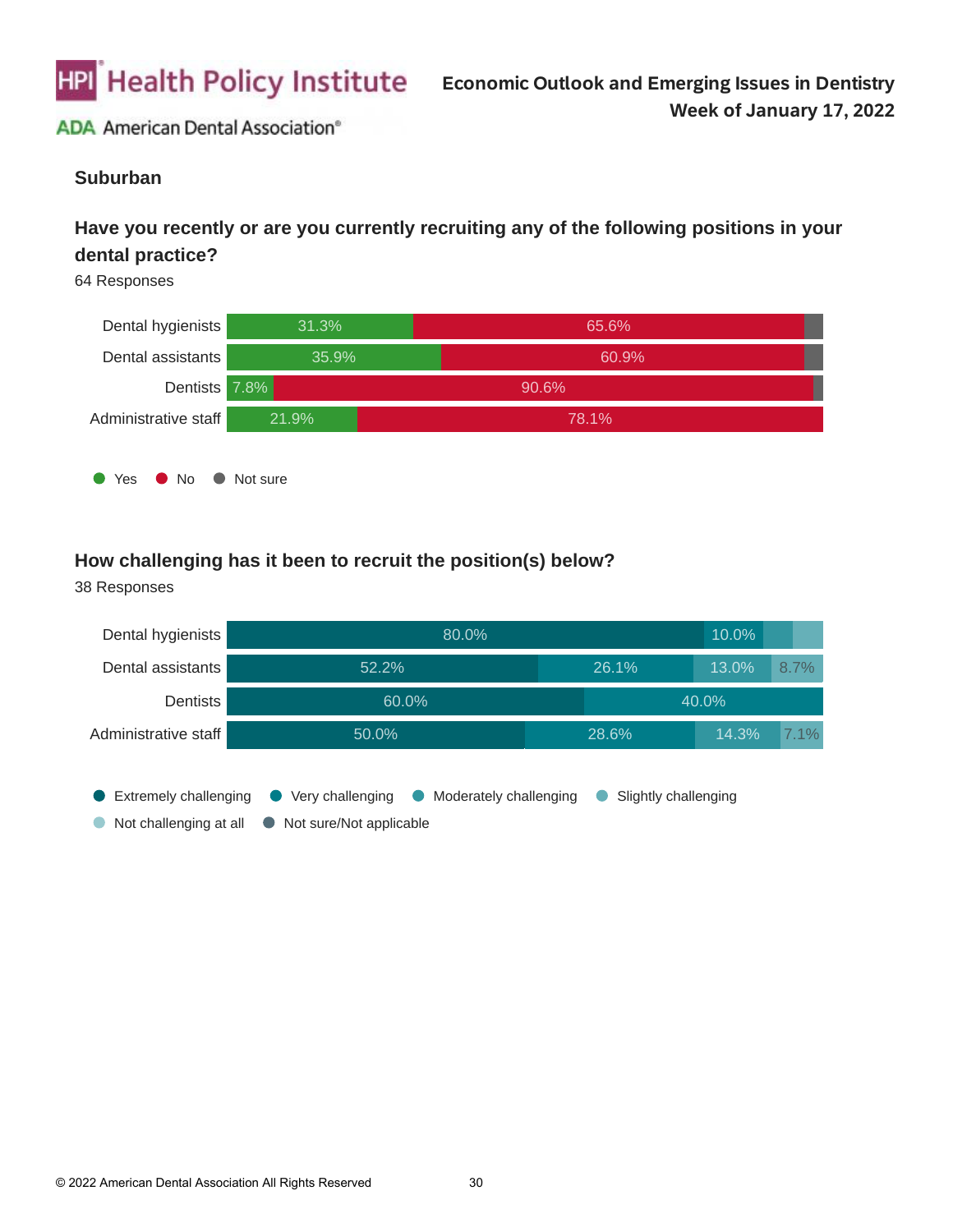## Suburban

### Have you recently or are you currently recruiting any of the following positions in your dental practice?

64 Responses

| | Yes | No | Not sure |
|---|---|---|---|
| Dental hygienists | 31.3% | 65.6% | |
| Dental assistants | 35.9% | 60.9% | |
| Dentists | 7.8% | 90.6% | |
| Administrative staff | 21.9% | 78.1% | |

### How challenging has it been to recruit the position(s) below?

38 Responses

| | Extremely challenging | Very challenging | Moderately challenging | Slightly challenging | Not challenging at all | Not sure/Not applicable |
|---|---|---|---|---|---|---|
| Dental hygienists | 80.0% | 10.0% | | | | |
| Dental assistants | 52.2% | 26.1% | 13.0% | 8.7% | | |
| Dentists | 60.0% | 40.0% | | | | |
| Administrative staff | 50.0% | 28.6% | 14.3% | 7.1% | | |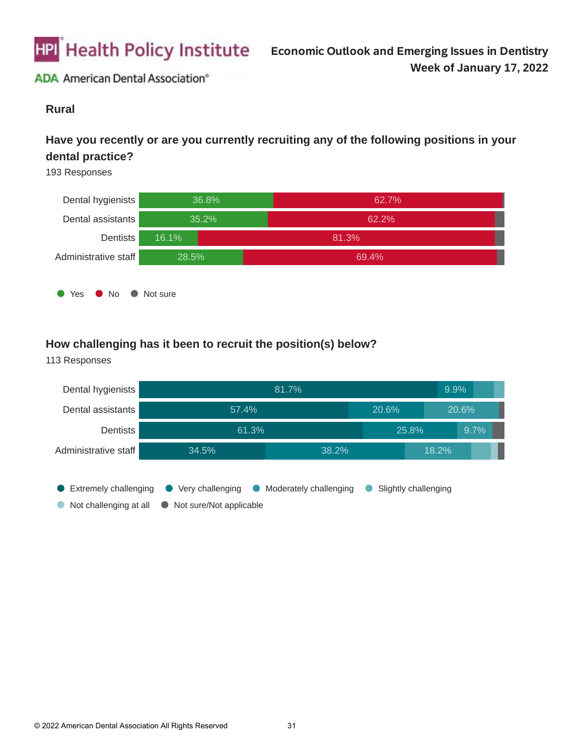## Rural

### Have you recently or are you currently recruiting any of the following positions in your dental practice?

193 Responses

| | Yes | No | Not sure |
|---|---|---|---|
| Dental hygienists | 36.8% | 62.7% | |
| Dental assistants | 35.2% | 62.2% | |
| Dentists | 16.1% | 81.3% | |
| Administrative staff | 28.5% | 69.4% | |

### How challenging has it been to recruit the position(s) below?

113 Responses

| | Extremely challenging | Very challenging | Moderately challenging | Slightly challenging | Not challenging at all | Not sure/Not applicable |
|---|---|---|---|---|---|---|
| Dental hygienists | 81.7% | 9.9% | | | | |
| Dental assistants | 57.4% | 20.6% | 20.6% | | | |
| Dentists | 61.3% | 25.8% | 9.7% | | | |
| Administrative staff | 34.5% | 38.2% | 18.2% | | | |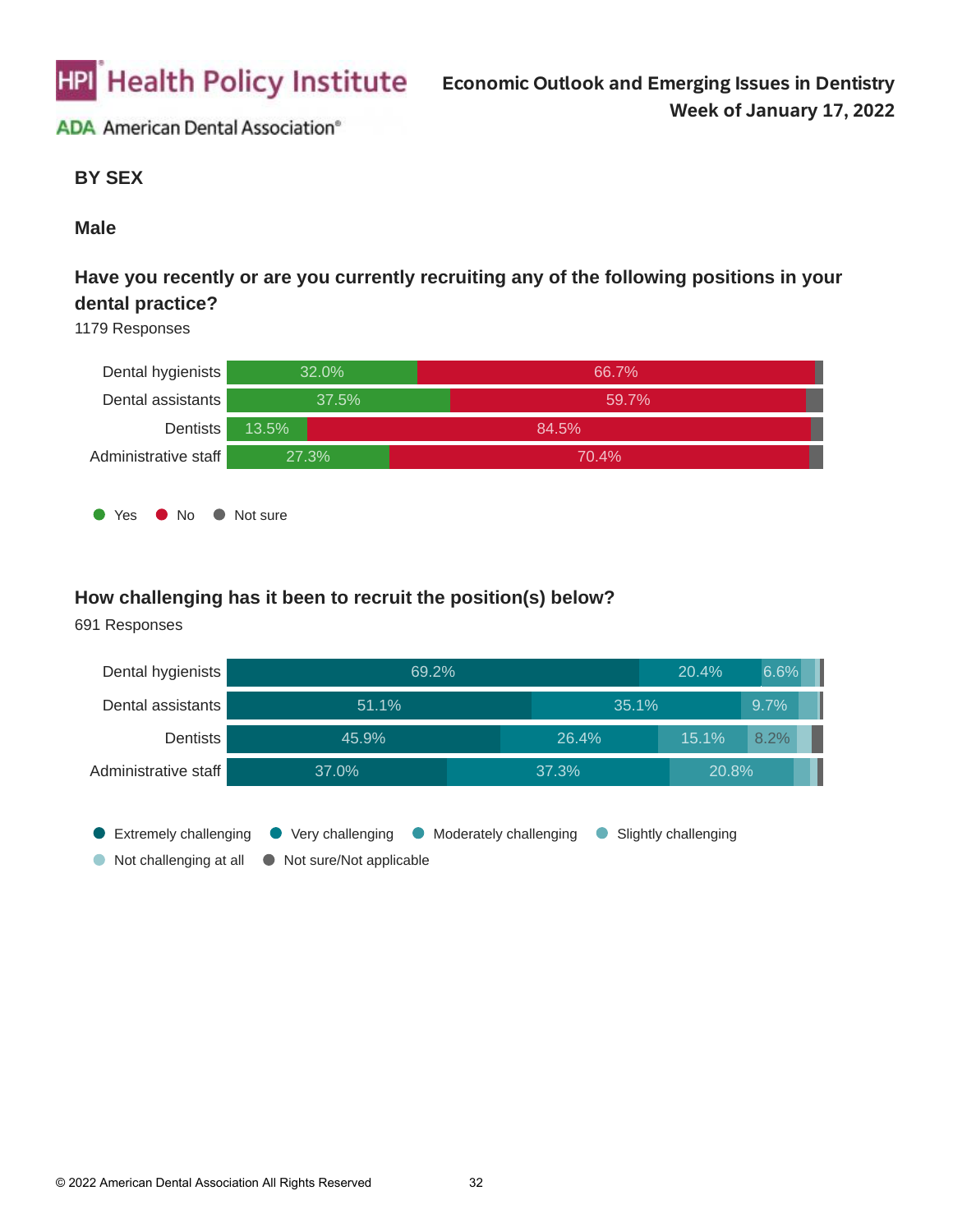## BY SEX

### Male

### Have you recently or are you currently recruiting any of the following positions in your dental practice?

1179 Responses

| | Yes | No | Not sure |
|---|---|---|---|
| Dental hygienists | 32.0% | 66.7% | |
| Dental assistants | 37.5% | 59.7% | |
| Dentists | 13.5% | 84.5% | |
| Administrative staff | 27.3% | 70.4% | |

### How challenging has it been to recruit the position(s) below?

691 Responses

| | Extremely challenging | Very challenging | Moderately challenging | Slightly challenging | Not challenging at all | Not sure/Not applicable |
|---|---|---|---|---|---|---|
| Dental hygienists | 69.2% | 20.4% | 6.6% | | | |
| Dental assistants | 51.1% | 35.1% | 9.7% | | | |
| Dentists | 45.9% | 26.4% | 15.1% | 8.2% | | |
| Administrative staff | 37.0% | 37.3% | 20.8% | | | |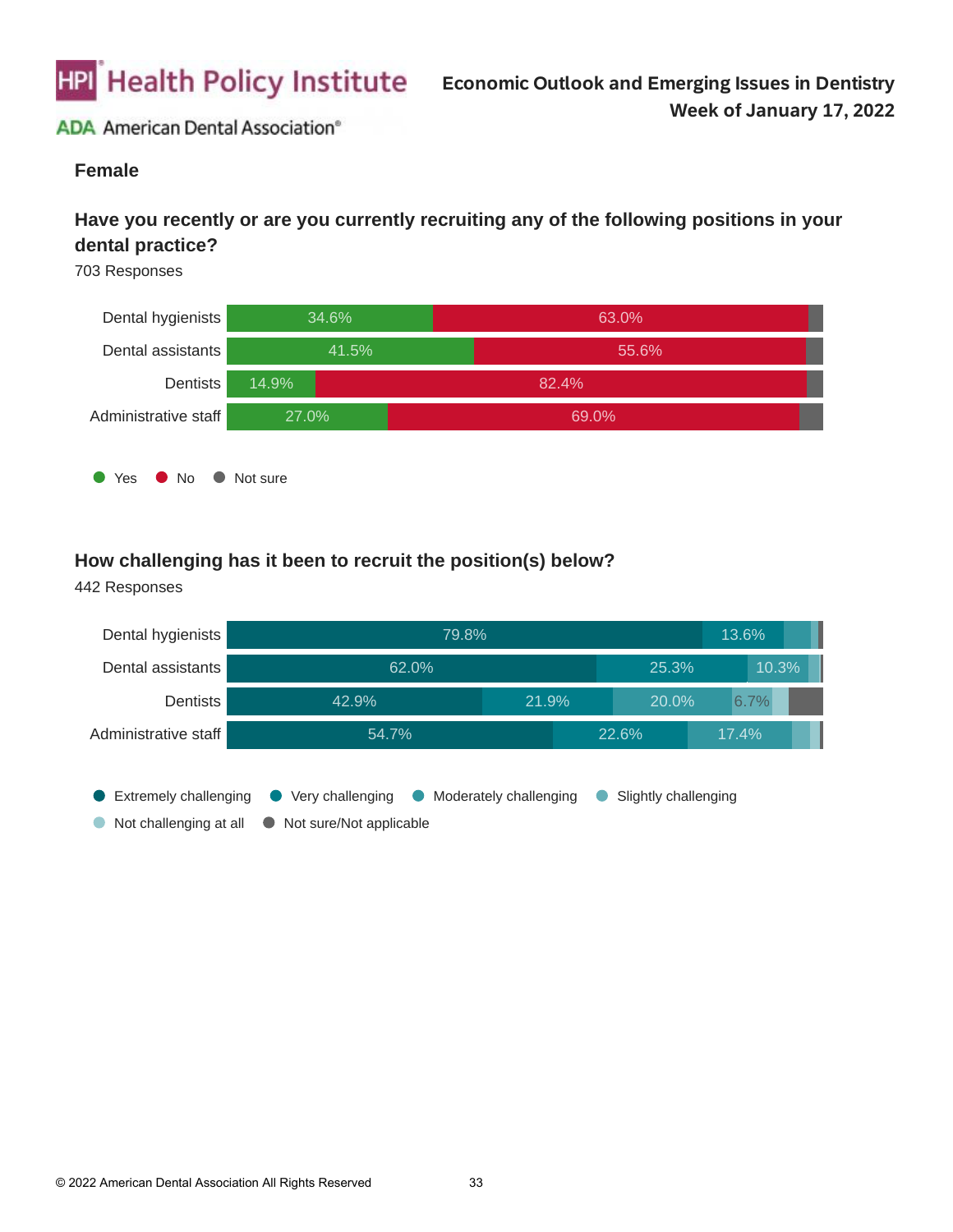## Female

### Have you recently or are you currently recruiting any of the following positions in your dental practice?

703 Responses

| | Yes | No | Not sure |
|---|---|---|---|
| Dental hygienists | 34.6% | 63.0% | |
| Dental assistants | 41.5% | 55.6% | |
| Dentists | 14.9% | 82.4% | |
| Administrative staff | 27.0% | 69.0% | |

### How challenging has it been to recruit the position(s) below?

442 Responses

| | Extremely challenging | Very challenging | Moderately challenging | Slightly challenging | Not challenging at all | Not sure/Not applicable |
|---|---|---|---|---|---|---|
| Dental hygienists | 79.8% | 13.6% | | | | |
| Dental assistants | 62.0% | 25.3% | 10.3% | | | |
| Dentists | 42.9% | 21.9% | 20.0% | 6.7% | | |
| Administrative staff | 54.7% | 22.6% | 17.4% | | | |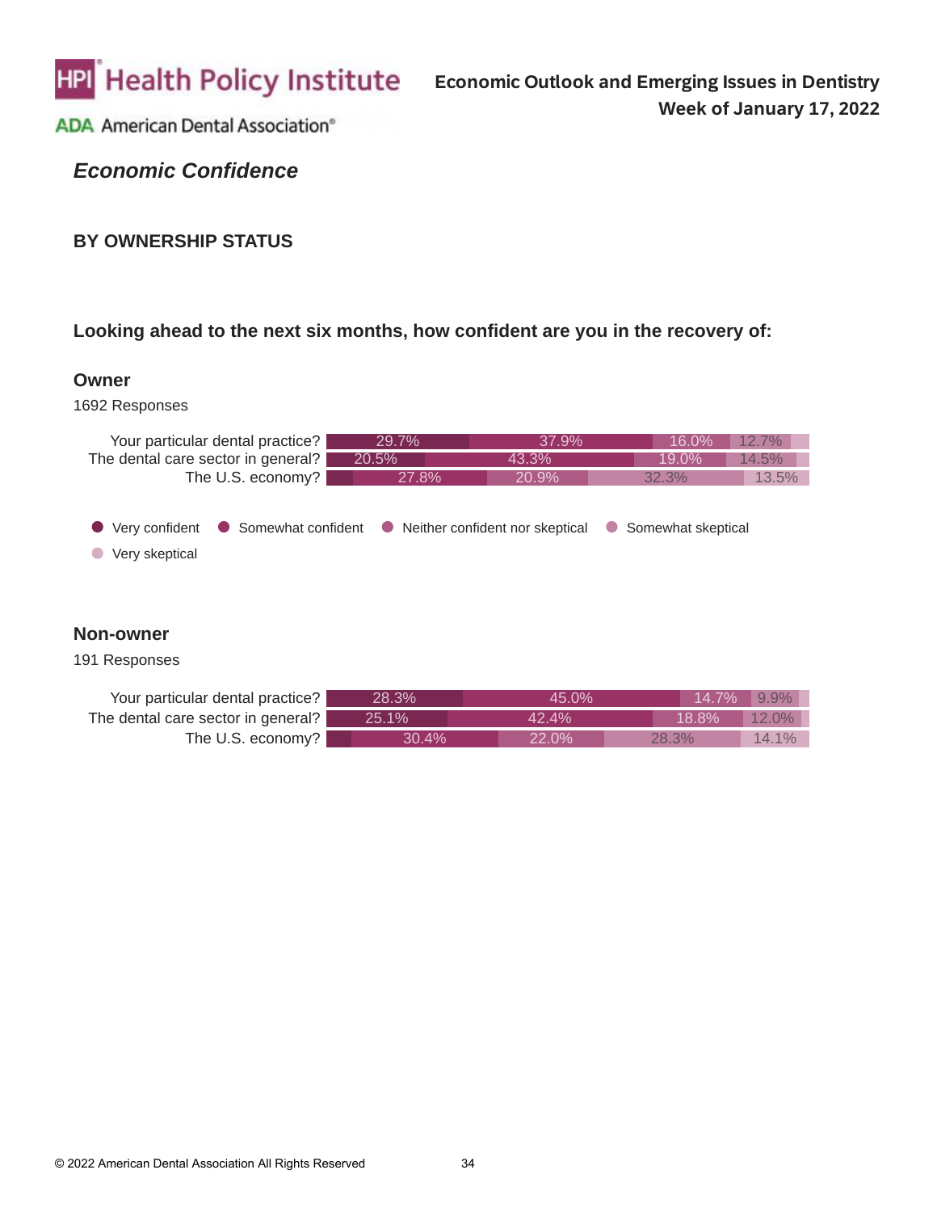## Economic Confidence

### BY OWNERSHIP STATUS

**Looking ahead to the next six months, how confident are you in the recovery of:**

#### Owner

1692 Responses

| | Very confident | Somewhat confident | Neither confident nor skeptical | Somewhat skeptical | Very skeptical |
|---|---|---|---|---|---|
| Your particular dental practice? | 29.7% | 37.9% | 16.0% | 12.7% | |
| The dental care sector in general? | 20.5% | 43.3% | 19.0% | 14.5% | |
| The U.S. economy? | | 27.8% | 20.9% | 32.3% | 13.5% |

#### Non-owner

191 Responses

| | Very confident | Somewhat confident | Neither confident nor skeptical | Somewhat skeptical | Very skeptical |
|---|---|---|---|---|---|
| Your particular dental practice? | 28.3% | 45.0% | 14.7% | 9.9% | |
| The dental care sector in general? | 25.1% | 42.4% | 18.8% | 12.0% | |
| The U.S. economy? | | 30.4% | 22.0% | 28.3% | 14.1% |

© 2022 American Dental Association All Rights Reserved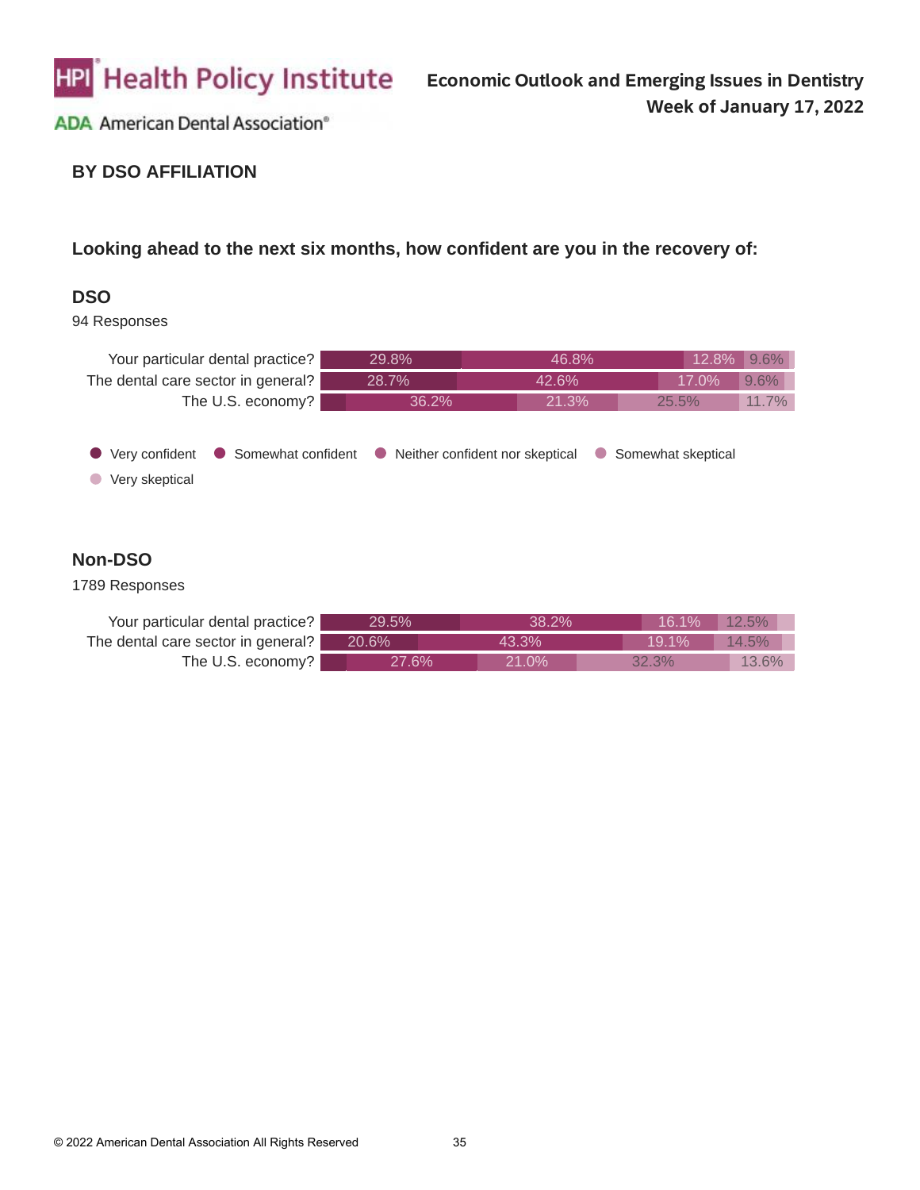## BY DSO AFFILIATION

**Looking ahead to the next six months, how confident are you in the recovery of:**

### DSO

94 Responses

| | Very confident | Somewhat confident | Neither confident nor skeptical | Somewhat skeptical | Very skeptical |
|---|---|---|---|---|---|
| Your particular dental practice? | 29.8% | 46.8% | 12.8% | 9.6% | |
| The dental care sector in general? | 28.7% | 42.6% | 17.0% | 9.6% | |
| The U.S. economy? | | 36.2% | 21.3% | 25.5% | 11.7% |

● Very confident ● Somewhat confident ● Neither confident nor skeptical ● Somewhat skeptical ● Very skeptical

### Non-DSO

1789 Responses

| | Very confident | Somewhat confident | Neither confident nor skeptical | Somewhat skeptical | Very skeptical |
|---|---|---|---|---|---|
| Your particular dental practice? | 29.5% | 38.2% | 16.1% | 12.5% | |
| The dental care sector in general? | 20.6% | 43.3% | 19.1% | 14.5% | |
| The U.S. economy? | | 27.6% | 21.0% | 32.3% | 13.6% |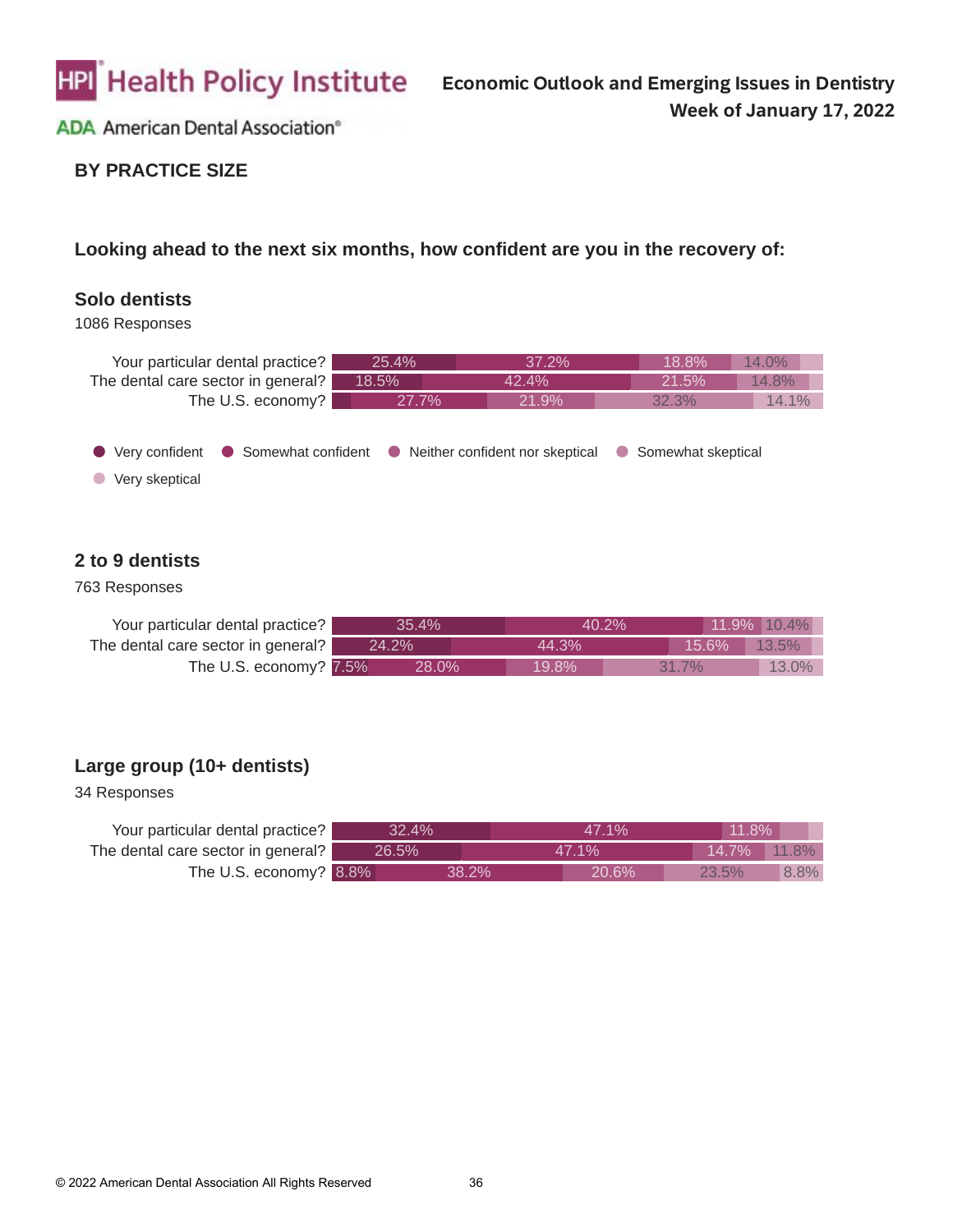## BY PRACTICE SIZE

### Looking ahead to the next six months, how confident are you in the recovery of:

#### Solo dentists

1086 Responses

| | Very confident | Somewhat confident | Neither confident nor skeptical | Somewhat skeptical | Very skeptical |
|---|---|---|---|---|---|
| Your particular dental practice? | 25.4% | 37.2% | 18.8% | 14.0% | |
| The dental care sector in general? | 18.5% | 42.4% | 21.5% | 14.8% | |
| The U.S. economy? | | 27.7% | 21.9% | 32.3% | 14.1% |

#### 2 to 9 dentists

763 Responses

| | Very confident | Somewhat confident | Neither confident nor skeptical | Somewhat skeptical | Very skeptical |
|---|---|---|---|---|---|
| Your particular dental practice? | 35.4% | 40.2% | 11.9% | 10.4% | |
| The dental care sector in general? | 24.2% | 44.3% | 15.6% | 13.5% | |
| The U.S. economy? | 7.5% | 28.0% | 19.8% | 31.7% | 13.0% |

#### Large group (10+ dentists)

34 Responses

| | Very confident | Somewhat confident | Neither confident nor skeptical | Somewhat skeptical | Very skeptical |
|---|---|---|---|---|---|
| Your particular dental practice? | 32.4% | 47.1% | 11.8% | | |
| The dental care sector in general? | 26.5% | 47.1% | 14.7% | 11.8% | |
| The U.S. economy? | 8.8% | 38.2% | 20.6% | 23.5% | 8.8% |

© 2022 American Dental Association All Rights Reserved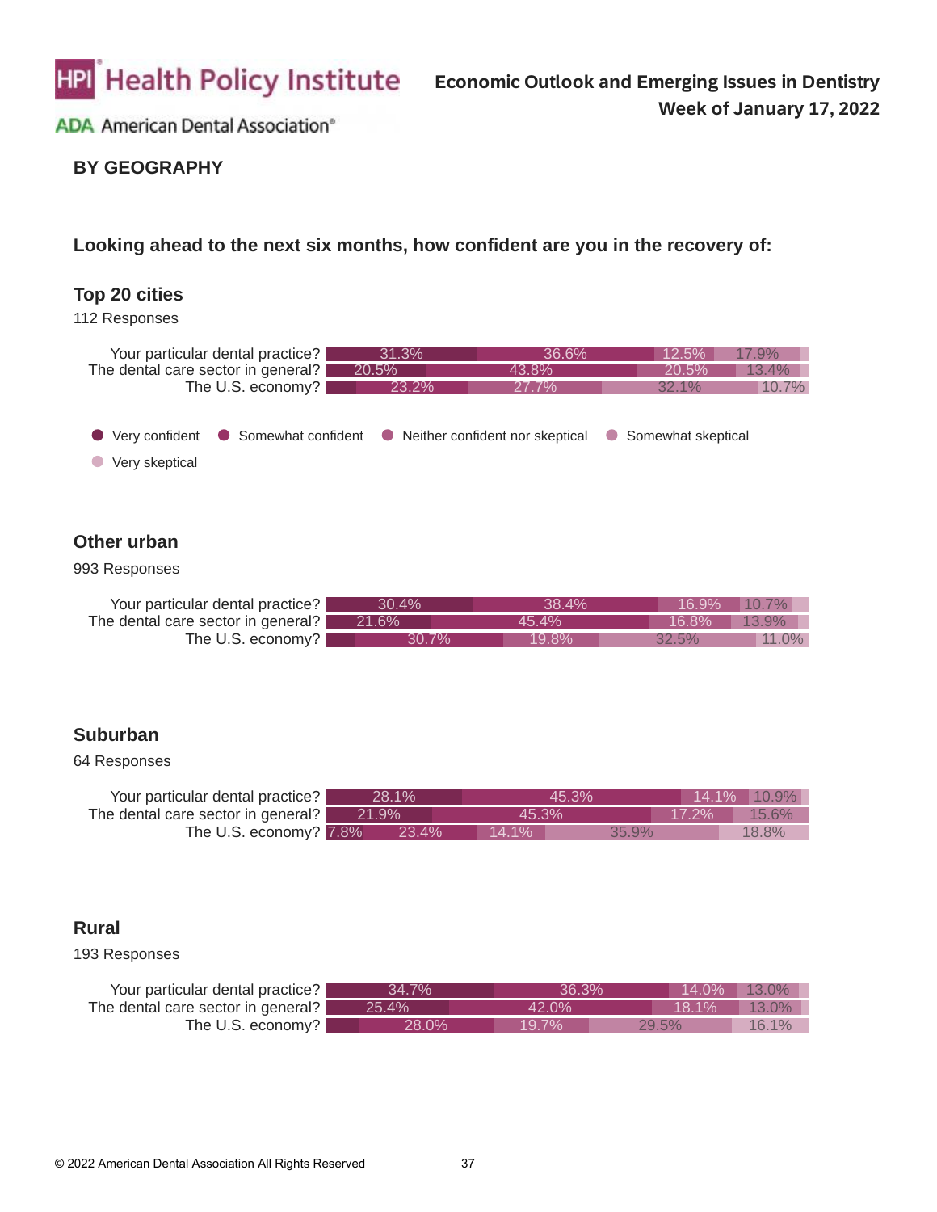## BY GEOGRAPHY

### Looking ahead to the next six months, how confident are you in the recovery of:

#### Top 20 cities

112 Responses

| | Very confident | Somewhat confident | Neither confident nor skeptical | Somewhat skeptical | Very skeptical |
|---|---|---|---|---|---|
| Your particular dental practice? | 31.3% | 36.6% | 12.5% | 17.9% | |
| The dental care sector in general? | 20.5% | 43.8% | 20.5% | 13.4% | |
| The U.S. economy? | | 23.2% | 27.7% | 32.1% | 10.7% |

- Very confident
- Somewhat confident
- Neither confident nor skeptical
- Somewhat skeptical
- Very skeptical

#### Other urban

993 Responses

| | Very confident | Somewhat confident | Neither confident nor skeptical | Somewhat skeptical | Very skeptical |
|---|---|---|---|---|---|
| Your particular dental practice? | 30.4% | 38.4% | 16.9% | 10.7% | |
| The dental care sector in general? | 21.6% | 45.4% | 16.8% | 13.9% | |
| The U.S. economy? | | 30.7% | 19.8% | 32.5% | 11.0% |

#### Suburban

64 Responses

| | Very confident | Somewhat confident | Neither confident nor skeptical | Somewhat skeptical | Very skeptical |
|---|---|---|---|---|---|
| Your particular dental practice? | 28.1% | 45.3% | 14.1% | 10.9% | |
| The dental care sector in general? | 21.9% | 45.3% | 17.2% | 15.6% | |
| The U.S. economy? | 7.8% | 23.4% | 14.1% | 35.9% | 18.8% |

#### Rural

193 Responses

| | Very confident | Somewhat confident | Neither confident nor skeptical | Somewhat skeptical | Very skeptical |
|---|---|---|---|---|---|
| Your particular dental practice? | 34.7% | 36.3% | 14.0% | 13.0% | |
| The dental care sector in general? | 25.4% | 42.0% | 18.1% | 13.0% | |
| The U.S. economy? | | 28.0% | 19.7% | 29.5% | 16.1% |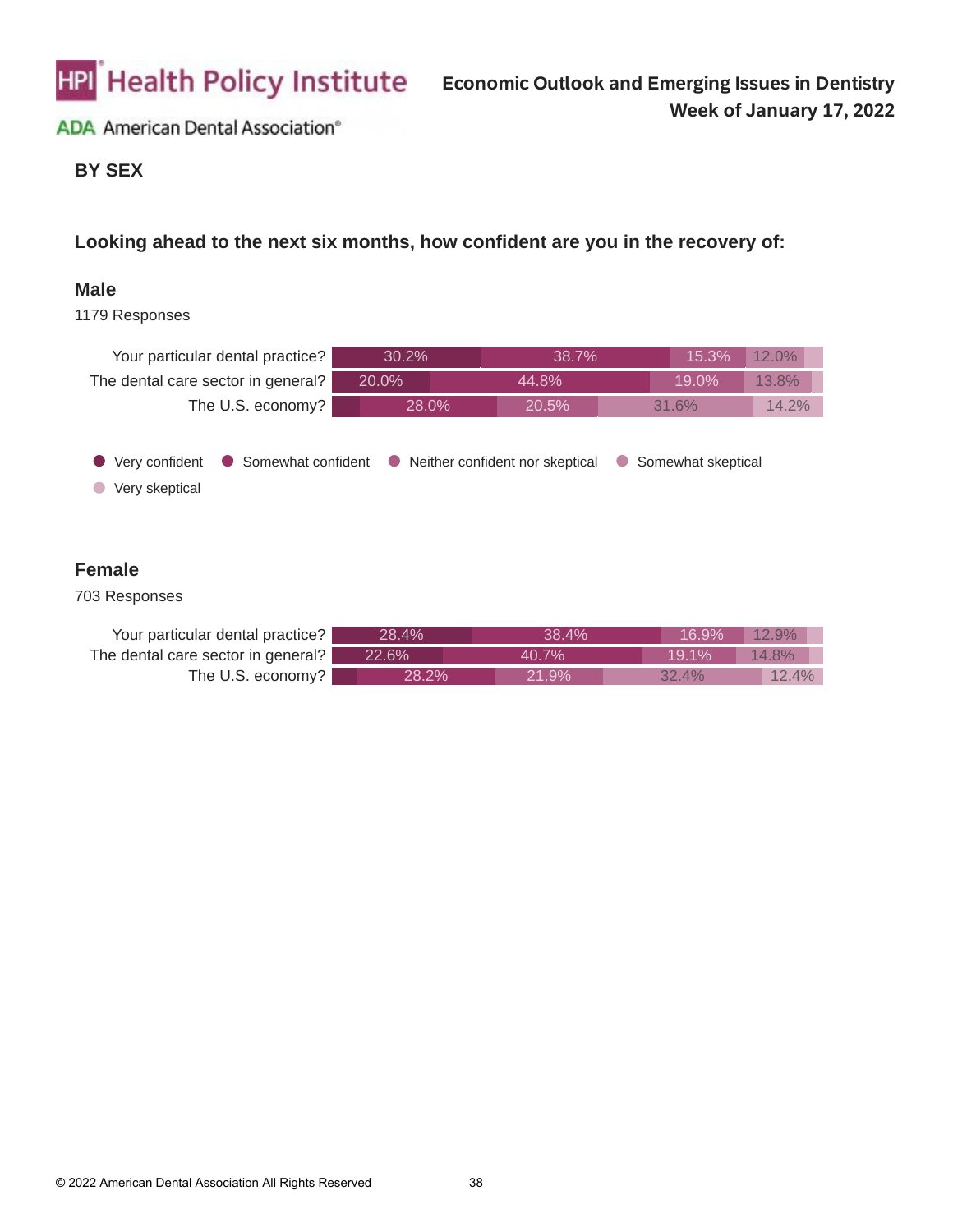## BY SEX

### Looking ahead to the next six months, how confident are you in the recovery of:

**Male**

1179 Responses

| | Very confident | Somewhat confident | Neither confident nor skeptical | Somewhat skeptical | Very skeptical |
|---|---|---|---|---|---|
| Your particular dental practice? | 30.2% | 38.7% | 15.3% | 12.0% | |
| The dental care sector in general? | 20.0% | 44.8% | 19.0% | 13.8% | |
| The U.S. economy? | | 28.0% | 20.5% | 31.6% | 14.2% |

**Female**

703 Responses

| | Very confident | Somewhat confident | Neither confident nor skeptical | Somewhat skeptical | Very skeptical |
|---|---|---|---|---|---|
| Your particular dental practice? | 28.4% | 38.4% | 16.9% | 12.9% | |
| The dental care sector in general? | 22.6% | 40.7% | 19.1% | 14.8% | |
| The U.S. economy? | | 28.2% | 21.9% | 32.4% | 12.4% |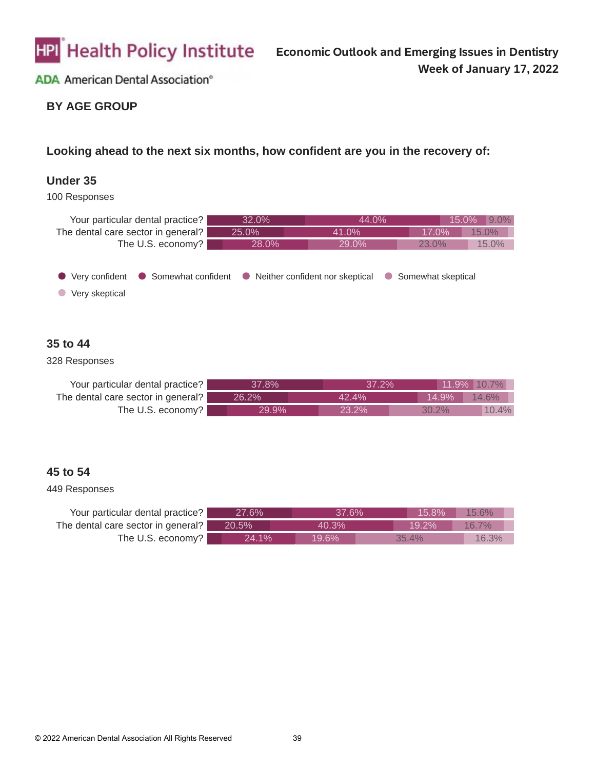**BY AGE GROUP**

**Looking ahead to the next six months, how confident are you in the recovery of:**

**Under 35**

100 Responses

| | Very confident | Somewhat confident | Neither confident nor skeptical | Somewhat skeptical | Very skeptical |
|---|---|---|---|---|---|
| Your particular dental practice? | 32.0% | 44.0% | 15.0% | 9.0% | |
| The dental care sector in general? | 25.0% | 41.0% | 17.0% | 15.0% | |
| The U.S. economy? | | 28.0% | 29.0% | 23.0% | 15.0% |

● Very confident ● Somewhat confident ● Neither confident nor skeptical ● Somewhat skeptical ● Very skeptical

**35 to 44**

328 Responses

| | Very confident | Somewhat confident | Neither confident nor skeptical | Somewhat skeptical | Very skeptical |
|---|---|---|---|---|---|
| Your particular dental practice? | 37.8% | 37.2% | 11.9% | 10.7% | |
| The dental care sector in general? | 26.2% | 42.4% | 14.9% | 14.6% | |
| The U.S. economy? | | 29.9% | 23.2% | 30.2% | 10.4% |

**45 to 54**

449 Responses

| | Very confident | Somewhat confident | Neither confident nor skeptical | Somewhat skeptical | Very skeptical |
|---|---|---|---|---|---|
| Your particular dental practice? | 27.6% | 37.6% | 15.8% | 15.6% | |
| The dental care sector in general? | 20.5% | 40.3% | 19.2% | 16.7% | |
| The U.S. economy? | | 24.1% | 19.6% | 35.4% | 16.3% |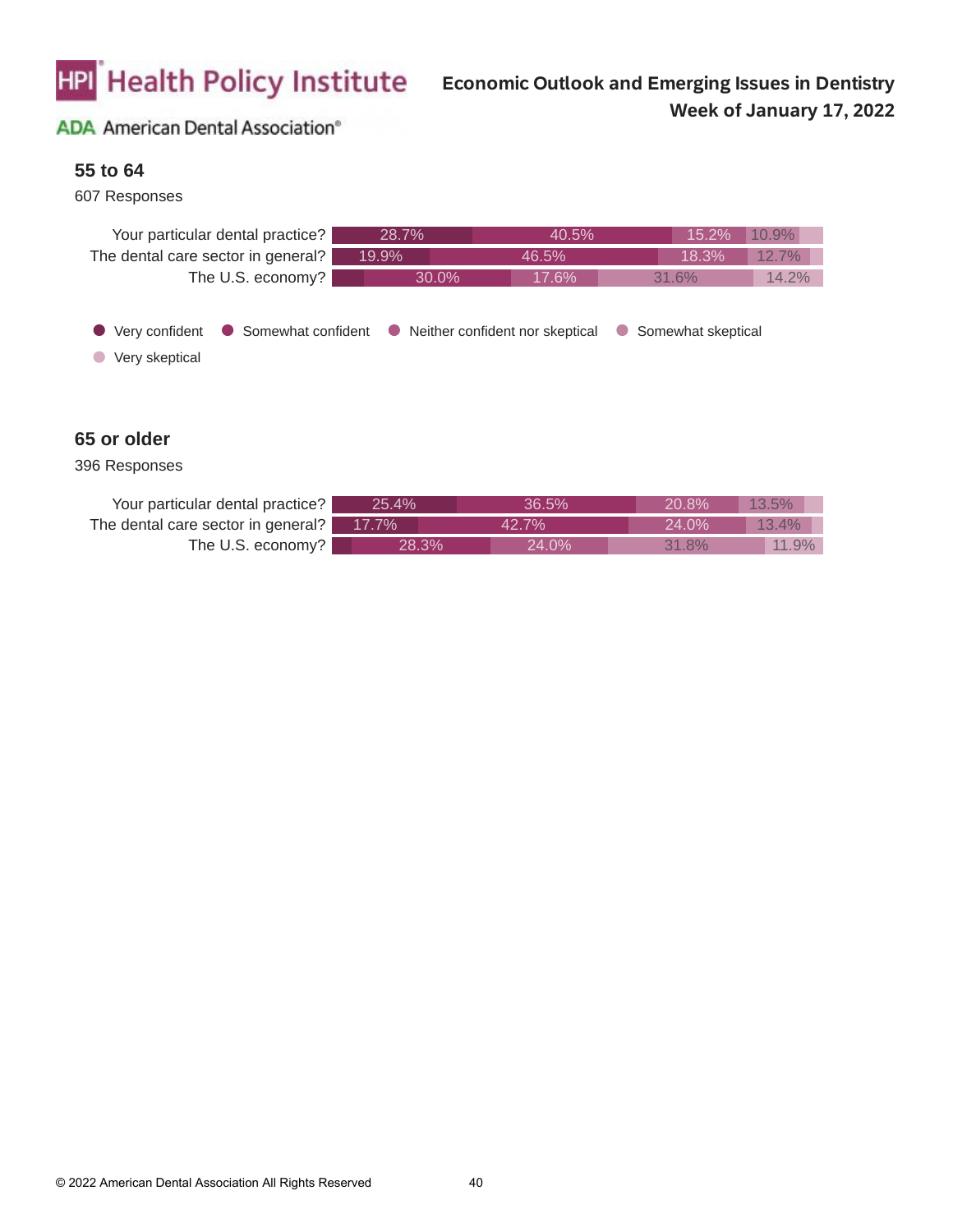## 55 to 64

607 Responses

| | Very confident | Somewhat confident | Neither confident nor skeptical | Somewhat skeptical | Very skeptical |
|---|---|---|---|---|---|
| Your particular dental practice? | 28.7% | 40.5% | 15.2% | 10.9% | |
| The dental care sector in general? | 19.9% | 46.5% | 18.3% | 12.7% | |
| The U.S. economy? | | 30.0% | 17.6% | 31.6% | 14.2% |

● Very confident ● Somewhat confident ● Neither confident nor skeptical ● Somewhat skeptical ● Very skeptical

## 65 or older

396 Responses

| | Very confident | Somewhat confident | Neither confident nor skeptical | Somewhat skeptical | Very skeptical |
|---|---|---|---|---|---|
| Your particular dental practice? | 25.4% | 36.5% | 20.8% | 13.5% | |
| The dental care sector in general? | 17.7% | 42.7% | 24.0% | 13.4% | |
| The U.S. economy? | | 28.3% | 24.0% | 31.8% | 11.9% |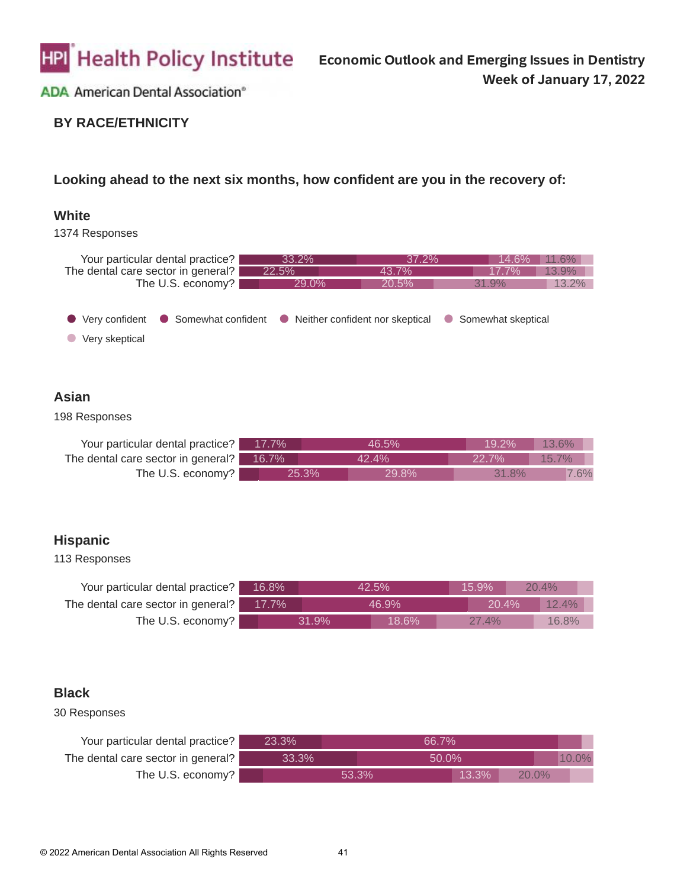## BY RACE/ETHNICITY

### Looking ahead to the next six months, how confident are you in the recovery of:

#### White

1374 Responses

| | Very confident | Somewhat confident | Neither confident nor skeptical | Somewhat skeptical | Very skeptical |
|---|---|---|---|---|---|
| Your particular dental practice? | 33.2% | 37.2% | 14.6% | 11.6% | |
| The dental care sector in general? | 22.5% | 43.7% | 17.7% | 13.9% | |
| The U.S. economy? | | 29.0% | 20.5% | 31.9% | 13.2% |

● Very confident ● Somewhat confident ● Neither confident nor skeptical ● Somewhat skeptical ● Very skeptical

#### Asian

198 Responses

| | Very confident | Somewhat confident | Neither confident nor skeptical | Somewhat skeptical | Very skeptical |
|---|---|---|---|---|---|
| Your particular dental practice? | 17.7% | 46.5% | 19.2% | 13.6% | |
| The dental care sector in general? | 16.7% | 42.4% | 22.7% | 15.7% | |
| The U.S. economy? | | 25.3% | 29.8% | 31.8% | 7.6% |

#### Hispanic

113 Responses

| | Very confident | Somewhat confident | Neither confident nor skeptical | Somewhat skeptical | Very skeptical |
|---|---|---|---|---|---|
| Your particular dental practice? | 16.8% | 42.5% | 15.9% | 20.4% | |
| The dental care sector in general? | 17.7% | 46.9% | 20.4% | 12.4% | |
| The U.S. economy? | | 31.9% | 18.6% | 27.4% | 16.8% |

#### Black

30 Responses

| | Very confident | Somewhat confident | Neither confident nor skeptical | Somewhat skeptical | Very skeptical |
|---|---|---|---|---|---|
| Your particular dental practice? | 23.3% | 66.7% | | | |
| The dental care sector in general? | 33.3% | 50.0% | | 10.0% | |
| The U.S. economy? | | 53.3% | 13.3% | 20.0% | |

© 2022 American Dental Association All Rights Reserved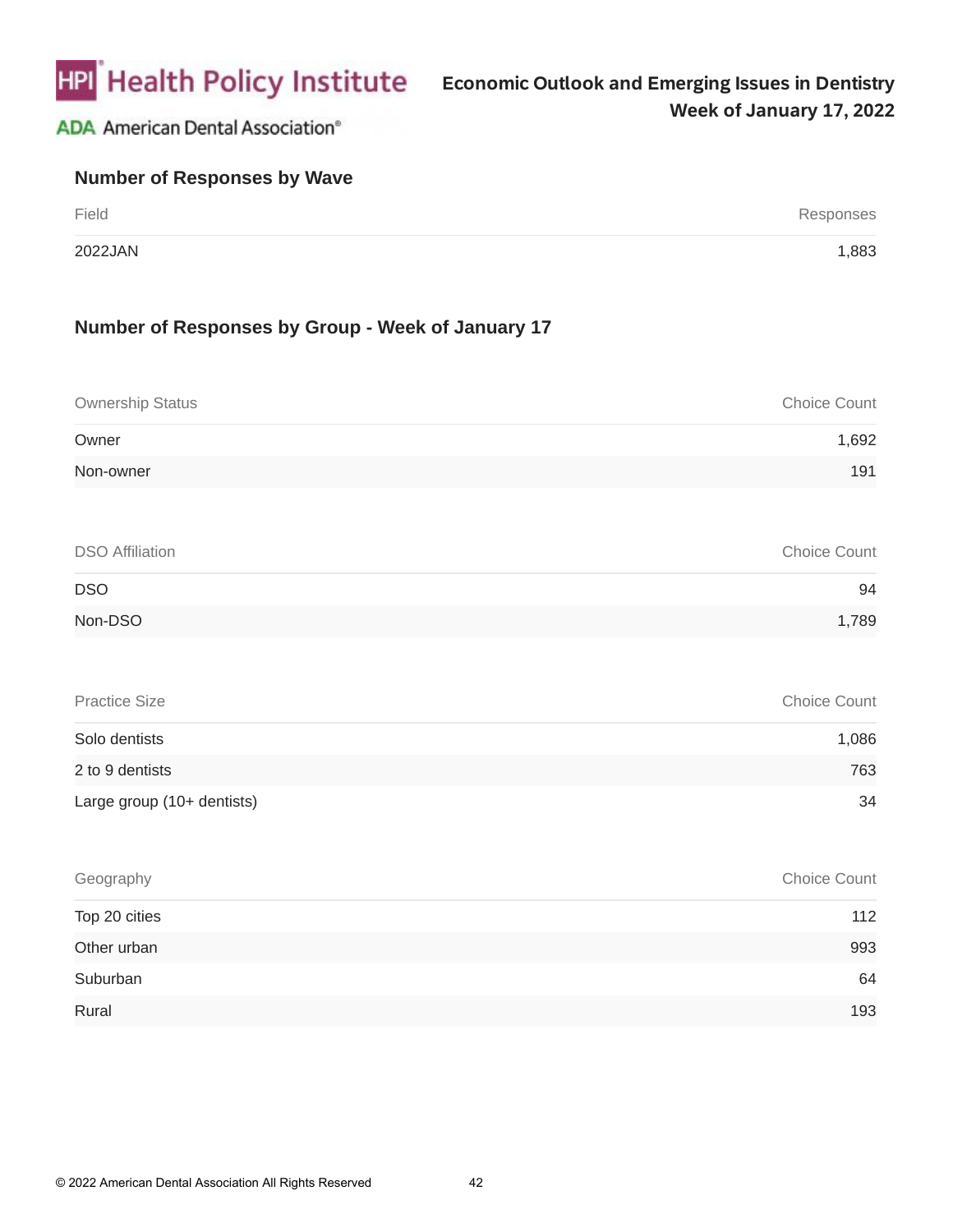## Number of Responses by Wave

| Field | Responses |
|---|---|
| 2022JAN | 1,883 |

## Number of Responses by Group - Week of January 17

| Ownership Status | Choice Count |
|---|---|
| Owner | 1,692 |
| Non-owner | 191 |

| DSO Affiliation | Choice Count |
|---|---|
| DSO | 94 |
| Non-DSO | 1,789 |

| Practice Size | Choice Count |
|---|---|
| Solo dentists | 1,086 |
| 2 to 9 dentists | 763 |
| Large group (10+ dentists) | 34 |

| Geography | Choice Count |
|---|---|
| Top 20 cities | 112 |
| Other urban | 993 |
| Suburban | 64 |
| Rural | 193 |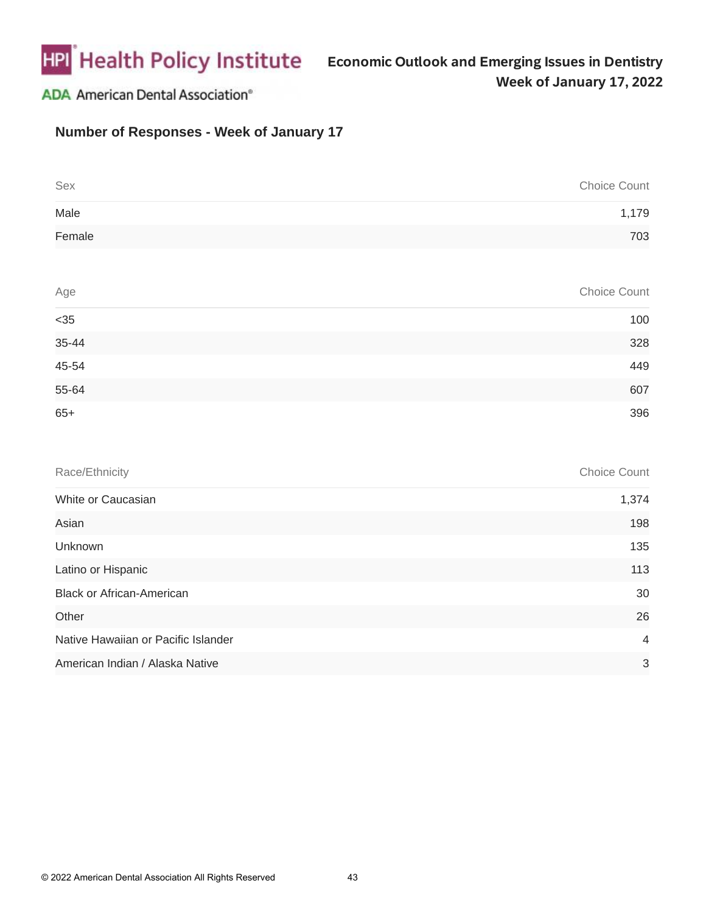## Number of Responses - Week of January 17

| Sex | Choice Count |
|---|---|
| Male | 1,179 |
| Female | 703 |

| Age | Choice Count |
|---|---|
| <35 | 100 |
| 35-44 | 328 |
| 45-54 | 449 |
| 55-64 | 607 |
| 65+ | 396 |

| Race/Ethnicity | Choice Count |
|---|---|
| White or Caucasian | 1,374 |
| Asian | 198 |
| Unknown | 135 |
| Latino or Hispanic | 113 |
| Black or African-American | 30 |
| Other | 26 |
| Native Hawaiian or Pacific Islander | 4 |
| American Indian / Alaska Native | 3 |